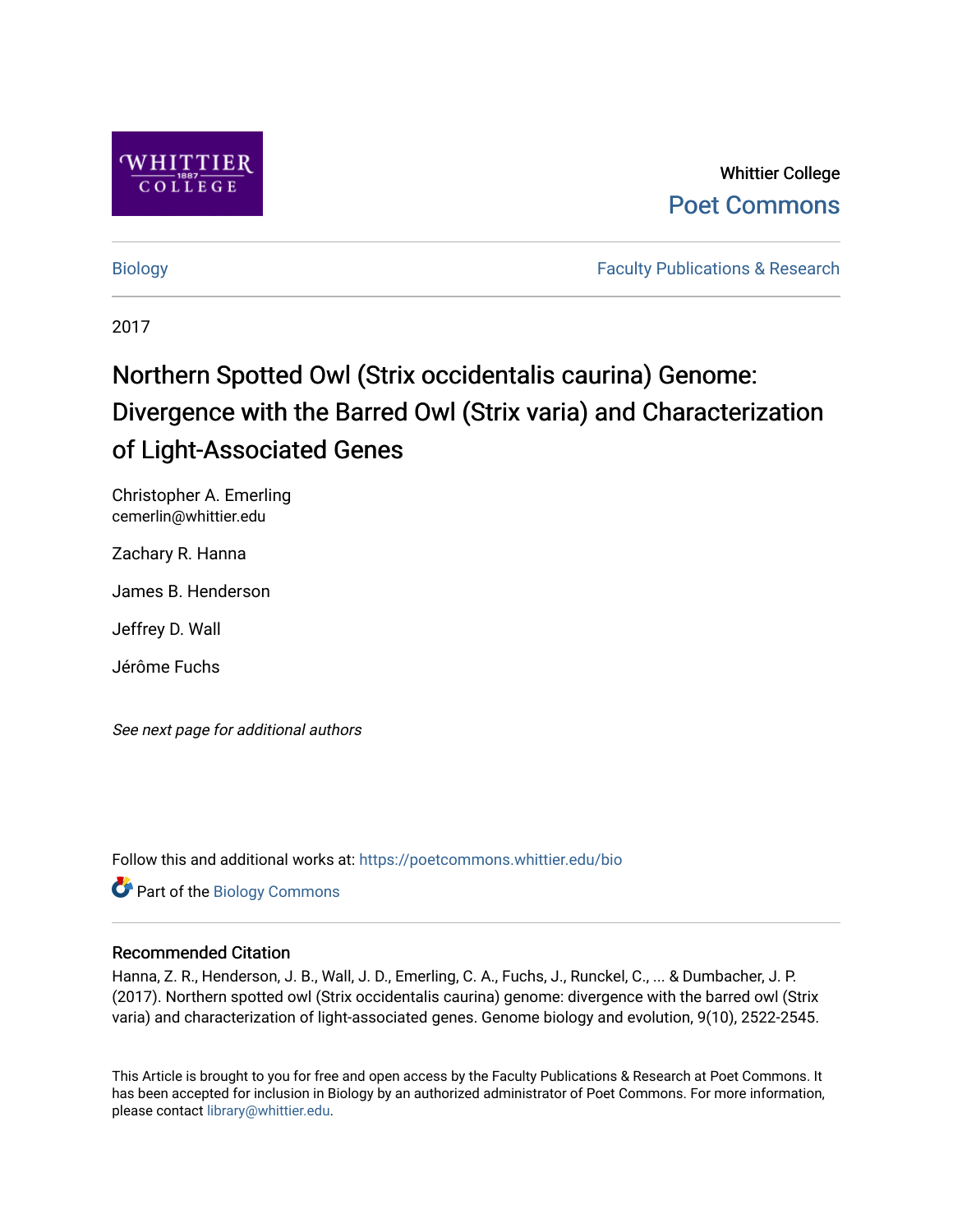Whittier College

Poet Commons

Biology

Faculty Publications & Research

2017

# Northern Spotted Owl (Strix occidentalis caurina) Genome: Divergence with the Barred Owl (Strix varia) and Characterization of Light-Associated Genes

Christopher A. Emerling
cemerlin@whittier.edu

Zachary R. Hanna

James B. Henderson

Jeffrey D. Wall

Jérôme Fuchs

*See next page for additional authors*

Follow this and additional works at: https://poetcommons.whittier.edu/bio

Part of the Biology Commons

## Recommended Citation

Hanna, Z. R., Henderson, J. B., Wall, J. D., Emerling, C. A., Fuchs, J., Runckel, C., ... & Dumbacher, J. P. (2017). Northern spotted owl (Strix occidentalis caurina) genome: divergence with the barred owl (Strix varia) and characterization of light-associated genes. Genome biology and evolution, 9(10), 2522-2545.

This Article is brought to you for free and open access by the Faculty Publications & Research at Poet Commons. It has been accepted for inclusion in Biology by an authorized administrator of Poet Commons. For more information, please contact library@whittier.edu.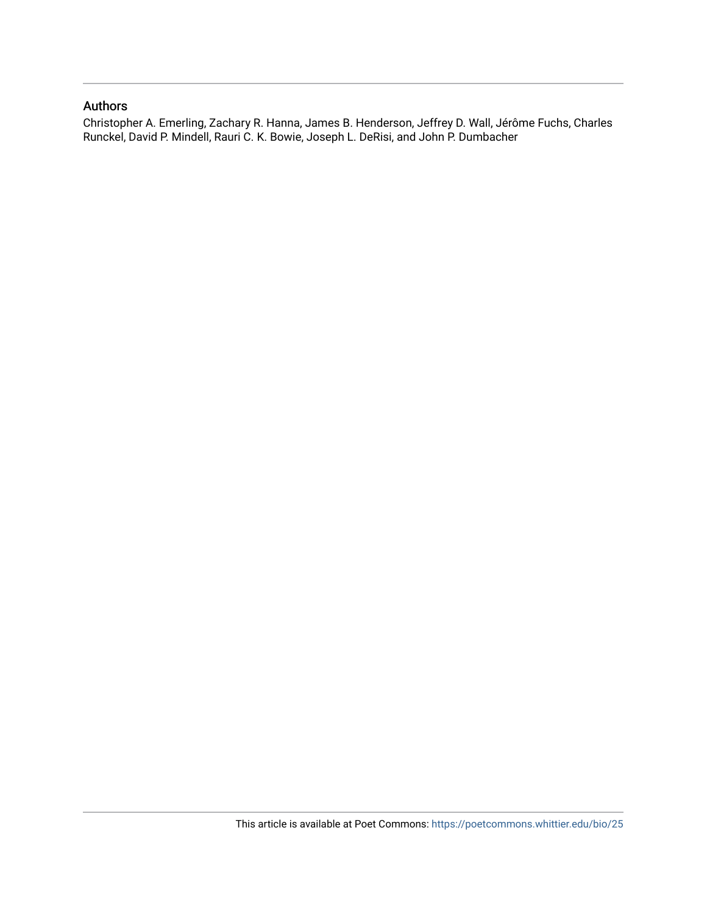## Authors

Christopher A. Emerling, Zachary R. Hanna, James B. Henderson, Jeffrey D. Wall, Jérôme Fuchs, Charles Runckel, David P. Mindell, Rauri C. K. Bowie, Joseph L. DeRisi, and John P. Dumbacher

This article is available at Poet Commons: https://poetcommons.whittier.edu/bio/25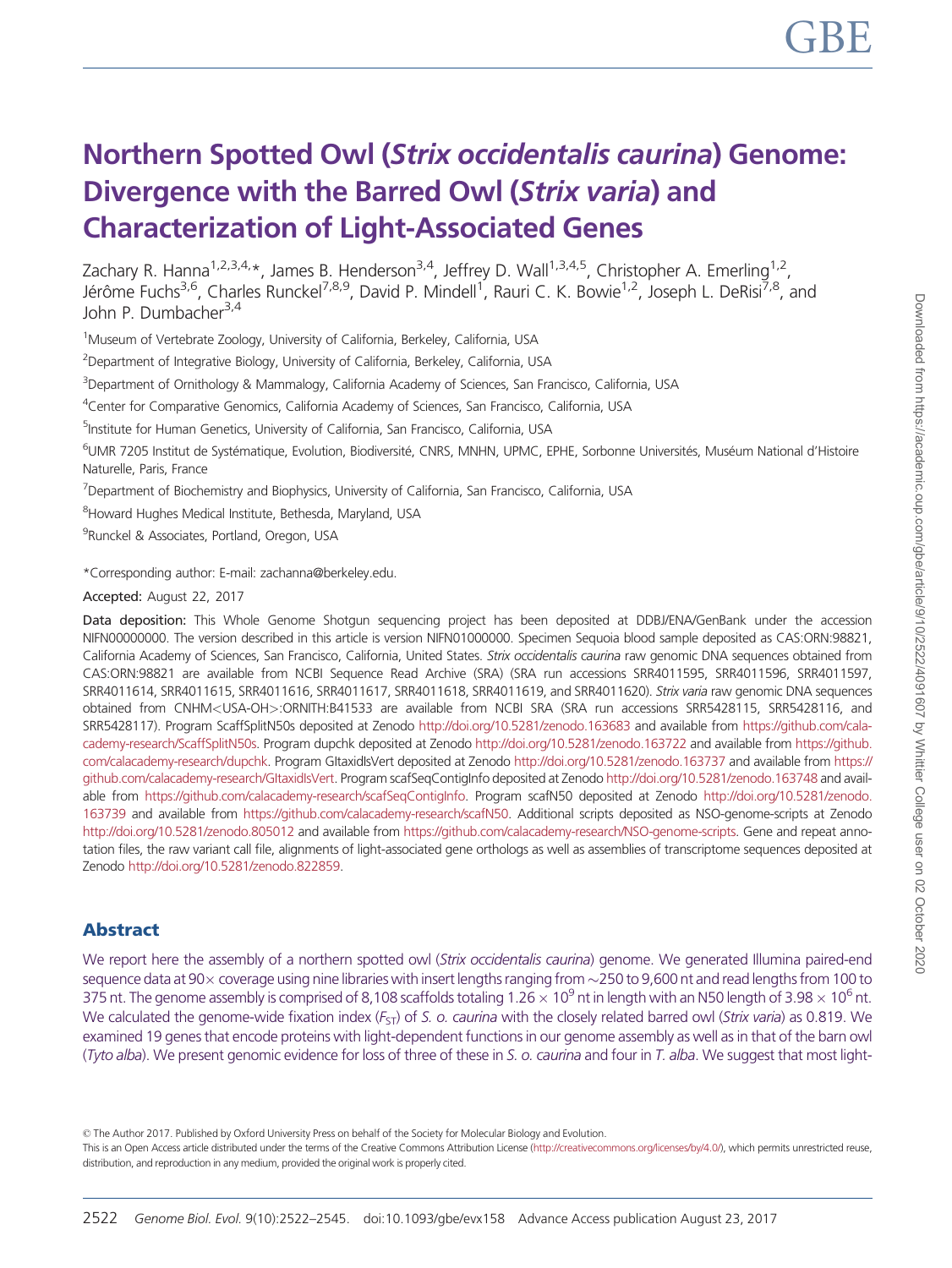# Northern Spotted Owl (*Strix occidentalis caurina*) Genome: Divergence with the Barred Owl (*Strix varia*) and Characterization of Light-Associated Genes

Zachary R. Hanna[1,2,3,4,*], James B. Henderson[3,4], Jeffrey D. Wall[1,3,4,5], Christopher A. Emerling[1,2], Jérôme Fuchs[3,6], Charles Runckel[7,8,9], David P. Mindell[1], Rauri C. K. Bowie[1,2], Joseph L. DeRisi[7,8], and John P. Dumbacher[3,4]

[1]Museum of Vertebrate Zoology, University of California, Berkeley, California, USA

[2]Department of Integrative Biology, University of California, Berkeley, California, USA

[3]Department of Ornithology & Mammalogy, California Academy of Sciences, San Francisco, California, USA

[4]Center for Comparative Genomics, California Academy of Sciences, San Francisco, California, USA

[5]Institute for Human Genetics, University of California, San Francisco, California, USA

[6]UMR 7205 Institut de Systématique, Evolution, Biodiversité, CNRS, MNHN, UPMC, EPHE, Sorbonne Universités, Muséum National d'Histoire Naturelle, Paris, France

[7]Department of Biochemistry and Biophysics, University of California, San Francisco, California, USA

[8]Howard Hughes Medical Institute, Bethesda, Maryland, USA

[9]Runckel & Associates, Portland, Oregon, USA

*Corresponding author: E-mail: zachanna@berkeley.edu.

**Accepted:** August 22, 2017

**Data deposition:** This Whole Genome Shotgun sequencing project has been deposited at DDBJ/ENA/GenBank under the accession NIFN00000000. The version described in this article is version NIFN01000000. Specimen Sequoia blood sample deposited as CAS:ORN:98821, California Academy of Sciences, San Francisco, California, United States. *Strix occidentalis caurina* raw genomic DNA sequences obtained from CAS:ORN:98821 are available from NCBI Sequence Read Archive (SRA) (SRA run accessions SRR4011595, SRR4011596, SRR4011597, SRR4011614, SRR4011615, SRR4011616, SRR4011617, SRR4011618, SRR4011619, and SRR4011620). *Strix varia* raw genomic DNA sequences obtained from CNHM<USA-OH>:ORNITH:B41533 are available from NCBI SRA (SRA run accessions SRR5428115, SRR5428116, and SRR5428117). Program ScaffSplitN50s deposited at Zenodo http://doi.org/10.5281/zenodo.163683 and available from https://github.com/calacademy-research/ScaffSplitN50s. Program dupchk deposited at Zenodo http://doi.org/10.5281/zenodo.163722 and available from https://github.com/calacademy-research/dupchk. Program GItaxidIsVert deposited at Zenodo http://doi.org/10.5281/zenodo.163737 and available from https://github.com/calacademy-research/GItaxidIsVert. Program scafSeqContigInfo deposited at Zenodo http://doi.org/10.5281/zenodo.163748 and available from https://github.com/calacademy-research/scafSeqContigInfo. Program scafN50 deposited at Zenodo http://doi.org/10.5281/zenodo.163739 and available from https://github.com/calacademy-research/scafN50. Additional scripts deposited as NSO-genome-scripts at Zenodo http://doi.org/10.5281/zenodo.805012 and available from https://github.com/calacademy-research/NSO-genome-scripts. Gene and repeat annotation files, the raw variant call file, alignments of light-associated gene orthologs as well as assemblies of transcriptome sequences deposited at Zenodo http://doi.org/10.5281/zenodo.822859.

## Abstract

We report here the assembly of a northern spotted owl (*Strix occidentalis caurina*) genome. We generated Illumina paired-end sequence data at 90× coverage using nine libraries with insert lengths ranging from ~250 to 9,600 nt and read lengths from 100 to 375 nt. The genome assembly is comprised of 8,108 scaffolds totaling $1.26 \times 10^9$ nt in length with an N50 length of $3.98 \times 10^6$ nt. We calculated the genome-wide fixation index ($F_{ST}$) of *S. o. caurina* with the closely related barred owl (*Strix varia*) as 0.819. We examined 19 genes that encode proteins with light-dependent functions in our genome assembly as well as in that of the barn owl (*Tyto alba*). We present genomic evidence for loss of three of these in *S. o. caurina* and four in *T. alba*. We suggest that most light-

© The Author 2017. Published by Oxford University Press on behalf of the Society for Molecular Biology and Evolution.
This is an Open Access article distributed under the terms of the Creative Commons Attribution License (http://creativecommons.org/licenses/by/4.0/), which permits unrestricted reuse, distribution, and reproduction in any medium, provided the original work is properly cited.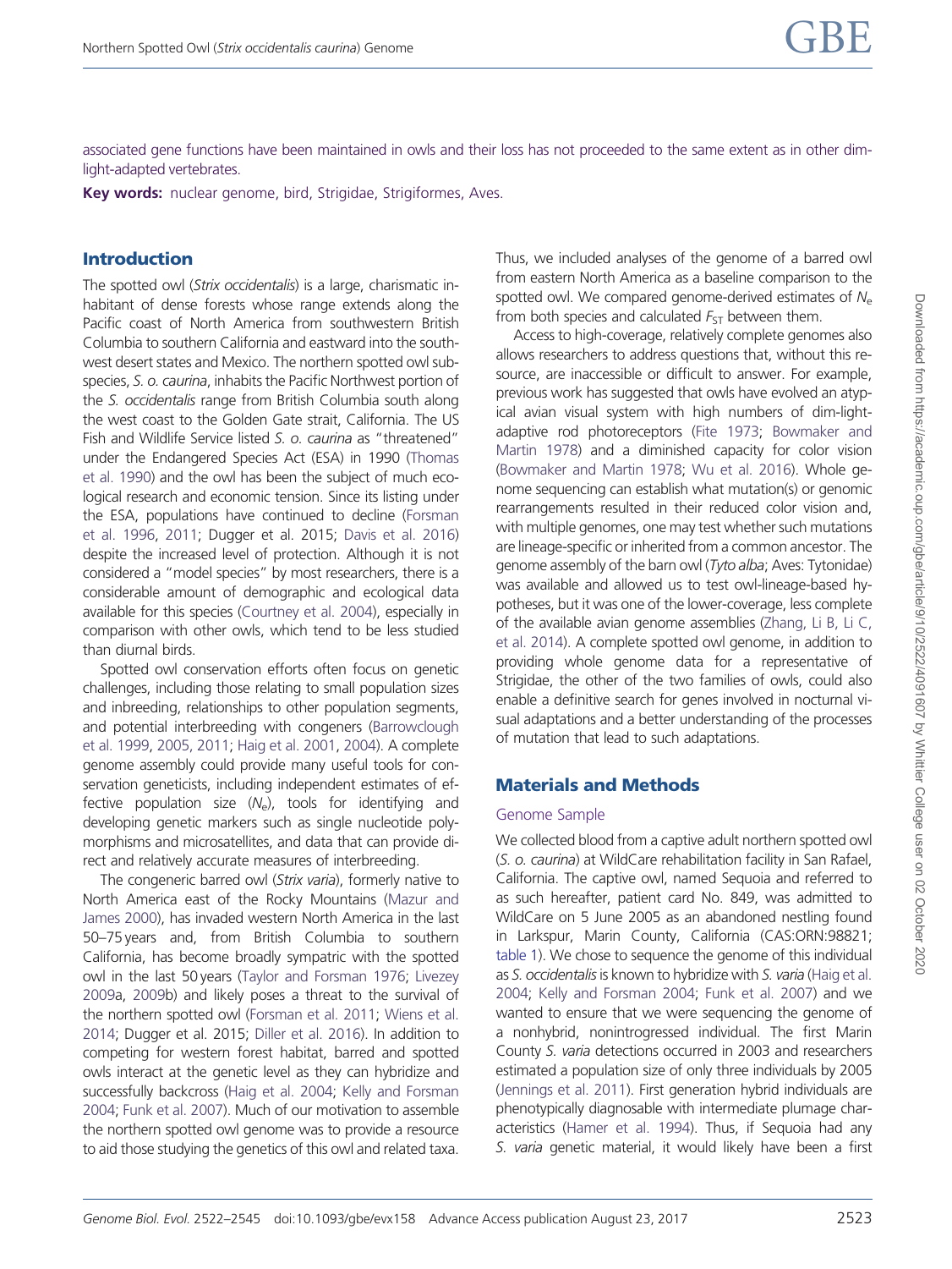associated gene functions have been maintained in owls and their loss has not proceeded to the same extent as in other dim-light-adapted vertebrates.

**Key words:** nuclear genome, bird, Strigidae, Strigiformes, Aves.

## Introduction

The spotted owl (*Strix occidentalis*) is a large, charismatic inhabitant of dense forests whose range extends along the Pacific coast of North America from southwestern British Columbia to southern California and eastward into the southwest desert states and Mexico. The northern spotted owl subspecies, *S. o. caurina*, inhabits the Pacific Northwest portion of the *S. occidentalis* range from British Columbia south along the west coast to the Golden Gate strait, California. The US Fish and Wildlife Service listed *S. o. caurina* as "threatened" under the Endangered Species Act (ESA) in 1990 (Thomas et al. 1990) and the owl has been the subject of much ecological research and economic tension. Since its listing under the ESA, populations have continued to decline (Forsman et al. 1996, 2011; Dugger et al. 2015; Davis et al. 2016) despite the increased level of protection. Although it is not considered a "model species" by most researchers, there is a considerable amount of demographic and ecological data available for this species (Courtney et al. 2004), especially in comparison with other owls, which tend to be less studied than diurnal birds.

Spotted owl conservation efforts often focus on genetic challenges, including those relating to small population sizes and inbreeding, relationships to other population segments, and potential interbreeding with congeners (Barrowclough et al. 1999, 2005, 2011; Haig et al. 2001, 2004). A complete genome assembly could provide many useful tools for conservation geneticists, including independent estimates of effective population size ($N_e$), tools for identifying and developing genetic markers such as single nucleotide polymorphisms and microsatellites, and data that can provide direct and relatively accurate measures of interbreeding.

The congeneric barred owl (*Strix varia*), formerly native to North America east of the Rocky Mountains (Mazur and James 2000), has invaded western North America in the last 50–75 years and, from British Columbia to southern California, has become broadly sympatric with the spotted owl in the last 50 years (Taylor and Forsman 1976; Livezey 2009a, 2009b) and likely poses a threat to the survival of the northern spotted owl (Forsman et al. 2011; Wiens et al. 2014; Dugger et al. 2015; Diller et al. 2016). In addition to competing for western forest habitat, barred and spotted owls interact at the genetic level as they can hybridize and successfully backcross (Haig et al. 2004; Kelly and Forsman 2004; Funk et al. 2007). Much of our motivation to assemble the northern spotted owl genome was to provide a resource to aid those studying the genetics of this owl and related taxa. Thus, we included analyses of the genome of a barred owl from eastern North America as a baseline comparison to the spotted owl. We compared genome-derived estimates of $N_e$ from both species and calculated $F_{ST}$ between them.

Access to high-coverage, relatively complete genomes also allows researchers to address questions that, without this resource, are inaccessible or difficult to answer. For example, previous work has suggested that owls have evolved an atypical avian visual system with high numbers of dim-light-adaptive rod photoreceptors (Fite 1973; Bowmaker and Martin 1978) and a diminished capacity for color vision (Bowmaker and Martin 1978; Wu et al. 2016). Whole genome sequencing can establish what mutation(s) or genomic rearrangements resulted in their reduced color vision and, with multiple genomes, one may test whether such mutations are lineage-specific or inherited from a common ancestor. The genome assembly of the barn owl (*Tyto alba*; Aves: Tytonidae) was available and allowed us to test owl-lineage-based hypotheses, but it was one of the lower-coverage, less complete of the available avian genome assemblies (Zhang, Li B, Li C, et al. 2014). A complete spotted owl genome, in addition to providing whole genome data for a representative of Strigidae, the other of the two families of owls, could also enable a definitive search for genes involved in nocturnal visual adaptations and a better understanding of the processes of mutation that lead to such adaptations.

## Materials and Methods

### Genome Sample

We collected blood from a captive adult northern spotted owl (*S. o. caurina*) at WildCare rehabilitation facility in San Rafael, California. The captive owl, named Sequoia and referred to as such hereafter, patient card No. 849, was admitted to WildCare on 5 June 2005 as an abandoned nestling found in Larkspur, Marin County, California (CAS:ORN:98821; table 1). We chose to sequence the genome of this individual as *S. occidentalis* is known to hybridize with *S. varia* (Haig et al. 2004; Kelly and Forsman 2004; Funk et al. 2007) and we wanted to ensure that we were sequencing the genome of a nonhybrid, nonintrogressed individual. The first Marin County *S. varia* detections occurred in 2003 and researchers estimated a population size of only three individuals by 2005 (Jennings et al. 2011). First generation hybrid individuals are phenotypically diagnosable with intermediate plumage characteristics (Hamer et al. 1994). Thus, if Sequoia had any *S. varia* genetic material, it would likely have been a first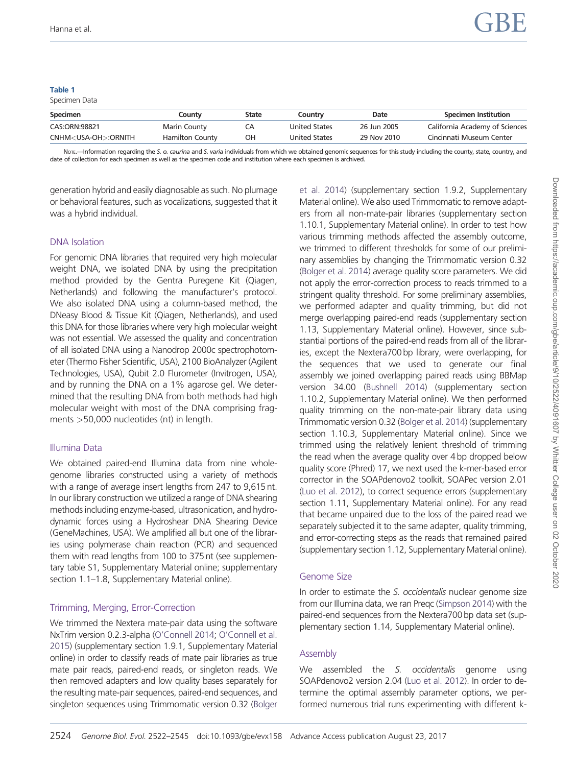**Table 1**
Specimen Data

| Specimen | County | State | Country | Date | Specimen Institution |
|---|---|---|---|---|---|
| CAS:ORN:98821 | Marin County | CA | United States | 26 Jun 2005 | California Academy of Sciences |
| CNHM<USA-OH>:ORNITH | Hamilton County | OH | United States | 29 Nov 2010 | Cincinnati Museum Center |

Note.—Information regarding the *S. o. caurina* and *S. varia* individuals from which we obtained genomic sequences for this study including the county, state, country, and date of collection for each specimen as well as the specimen code and institution where each specimen is archived.

generation hybrid and easily diagnosable as such. No plumage or behavioral features, such as vocalizations, suggested that it was a hybrid individual.

### DNA Isolation

For genomic DNA libraries that required very high molecular weight DNA, we isolated DNA by using the precipitation method provided by the Gentra Puregene Kit (Qiagen, Netherlands) and following the manufacturer's protocol. We also isolated DNA using a column-based method, the DNeasy Blood & Tissue Kit (Qiagen, Netherlands), and used this DNA for those libraries where very high molecular weight was not essential. We assessed the quality and concentration of all isolated DNA using a Nanodrop 2000c spectrophotometer (Thermo Fisher Scientific, USA), 2100 BioAnalyzer (Agilent Technologies, USA), Qubit 2.0 Flurometer (Invitrogen, USA), and by running the DNA on a 1% agarose gel. We determined that the resulting DNA from both methods had high molecular weight with most of the DNA comprising fragments >50,000 nucleotides (nt) in length.

### Illumina Data

We obtained paired-end Illumina data from nine whole-genome libraries constructed using a variety of methods with a range of average insert lengths from 247 to 9,615 nt. In our library construction we utilized a range of DNA shearing methods including enzyme-based, ultrasonication, and hydrodynamic forces using a Hydroshear DNA Shearing Device (GeneMachines, USA). We amplified all but one of the libraries using polymerase chain reaction (PCR) and sequenced them with read lengths from 100 to 375 nt (see supplementary table S1, Supplementary Material online; supplementary section 1.1–1.8, Supplementary Material online).

### Trimming, Merging, Error-Correction

We trimmed the Nextera mate-pair data using the software NxTrim version 0.2.3-alpha (O'Connell 2014; O'Connell et al. 2015) (supplementary section 1.9.1, Supplementary Material online) in order to classify reads of mate pair libraries as true mate pair reads, paired-end reads, or singleton reads. We then removed adapters and low quality bases separately for the resulting mate-pair sequences, paired-end sequences, and singleton sequences using Trimmomatic version 0.32 (Bolger et al. 2014) (supplementary section 1.9.2, Supplementary Material online). We also used Trimmomatic to remove adapters from all non-mate-pair libraries (supplementary section 1.10.1, Supplementary Material online). In order to test how various trimming methods affected the assembly outcome, we trimmed to different thresholds for some of our preliminary assemblies by changing the Trimmomatic version 0.32 (Bolger et al. 2014) average quality score parameters. We did not apply the error-correction process to reads trimmed to a stringent quality threshold. For some preliminary assemblies, we performed adapter and quality trimming, but did not merge overlapping paired-end reads (supplementary section 1.13, Supplementary Material online). However, since substantial portions of the paired-end reads from all of the libraries, except the Nextera700 bp library, were overlapping, for the sequences that we used to generate our final assembly we joined overlapping paired reads using BBMap version 34.00 (Bushnell 2014) (supplementary section 1.10.2, Supplementary Material online). We then performed quality trimming on the non-mate-pair library data using Trimmomatic version 0.32 (Bolger et al. 2014) (supplementary section 1.10.3, Supplementary Material online). Since we trimmed using the relatively lenient threshold of trimming the read when the average quality over 4 bp dropped below quality score (Phred) 17, we next used the k-mer-based error corrector in the SOAPdenovo2 toolkit, SOAPec version 2.01 (Luo et al. 2012), to correct sequence errors (supplementary section 1.11, Supplementary Material online). For any read that became unpaired due to the loss of the paired read we separately subjected it to the same adapter, quality trimming, and error-correcting steps as the reads that remained paired (supplementary section 1.12, Supplementary Material online).

### Genome Size

In order to estimate the *S. occidentalis* nuclear genome size from our Illumina data, we ran Preqc (Simpson 2014) with the paired-end sequences from the Nextera700 bp data set (supplementary section 1.14, Supplementary Material online).

### Assembly

We assembled the *S. occidentalis* genome using SOAPdenovo2 version 2.04 (Luo et al. 2012). In order to determine the optimal assembly parameter options, we performed numerous trial runs experimenting with different k-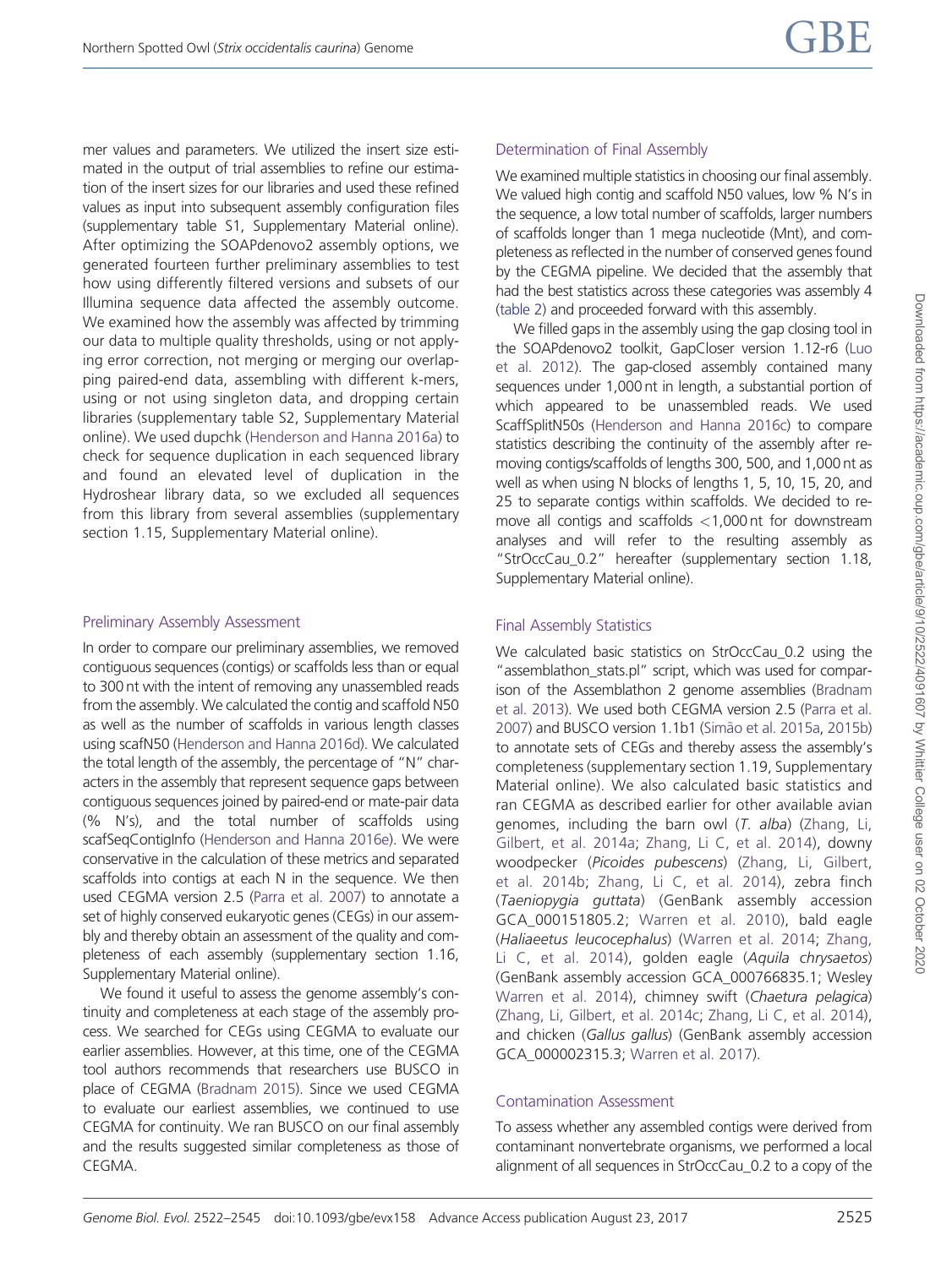mer values and parameters. We utilized the insert size estimated in the output of trial assemblies to refine our estimation of the insert sizes for our libraries and used these refined values as input into subsequent assembly configuration files (supplementary table S1, Supplementary Material online). After optimizing the SOAPdenovo2 assembly options, we generated fourteen further preliminary assemblies to test how using differently filtered versions and subsets of our Illumina sequence data affected the assembly outcome. We examined how the assembly was affected by trimming our data to multiple quality thresholds, using or not applying error correction, not merging or merging our overlapping paired-end data, assembling with different k-mers, using or not using singleton data, and dropping certain libraries (supplementary table S2, Supplementary Material online). We used dupchk (Henderson and Hanna 2016a) to check for sequence duplication in each sequenced library and found an elevated level of duplication in the Hydroshear library data, so we excluded all sequences from this library from several assemblies (supplementary section 1.15, Supplementary Material online).

### Preliminary Assembly Assessment

In order to compare our preliminary assemblies, we removed contiguous sequences (contigs) or scaffolds less than or equal to 300 nt with the intent of removing any unassembled reads from the assembly. We calculated the contig and scaffold N50 as well as the number of scaffolds in various length classes using scafN50 (Henderson and Hanna 2016d). We calculated the total length of the assembly, the percentage of "N" characters in the assembly that represent sequence gaps between contiguous sequences joined by paired-end or mate-pair data (% N's), and the total number of scaffolds using scafSeqContigInfo (Henderson and Hanna 2016e). We were conservative in the calculation of these metrics and separated scaffolds into contigs at each N in the sequence. We then used CEGMA version 2.5 (Parra et al. 2007) to annotate a set of highly conserved eukaryotic genes (CEGs) in our assembly and thereby obtain an assessment of the quality and completeness of each assembly (supplementary section 1.16, Supplementary Material online).

We found it useful to assess the genome assembly's continuity and completeness at each stage of the assembly process. We searched for CEGs using CEGMA to evaluate our earlier assemblies. However, at this time, one of the CEGMA tool authors recommends that researchers use BUSCO in place of CEGMA (Bradnam 2015). Since we used CEGMA to evaluate our earliest assemblies, we continued to use CEGMA for continuity. We ran BUSCO on our final assembly and the results suggested similar completeness as those of CEGMA.

### Determination of Final Assembly

We examined multiple statistics in choosing our final assembly. We valued high contig and scaffold N50 values, low % N's in the sequence, a low total number of scaffolds, larger numbers of scaffolds longer than 1 mega nucleotide (Mnt), and completeness as reflected in the number of conserved genes found by the CEGMA pipeline. We decided that the assembly that had the best statistics across these categories was assembly 4 (table 2) and proceeded forward with this assembly.

We filled gaps in the assembly using the gap closing tool in the SOAPdenovo2 toolkit, GapCloser version 1.12-r6 (Luo et al. 2012). The gap-closed assembly contained many sequences under 1,000 nt in length, a substantial portion of which appeared to be unassembled reads. We used ScaffSplitN50s (Henderson and Hanna 2016c) to compare statistics describing the continuity of the assembly after removing contigs/scaffolds of lengths 300, 500, and 1,000 nt as well as when using N blocks of lengths 1, 5, 10, 15, 20, and 25 to separate contigs within scaffolds. We decided to remove all contigs and scaffolds <1,000 nt for downstream analyses and will refer to the resulting assembly as "StrOccCau_0.2" hereafter (supplementary section 1.18, Supplementary Material online).

### Final Assembly Statistics

We calculated basic statistics on StrOccCau_0.2 using the "assemblathon_stats.pl" script, which was used for comparison of the Assemblathon 2 genome assemblies (Bradnam et al. 2013). We used both CEGMA version 2.5 (Parra et al. 2007) and BUSCO version 1.1b1 (Simão et al. 2015a, 2015b) to annotate sets of CEGs and thereby assess the assembly's completeness (supplementary section 1.19, Supplementary Material online). We also calculated basic statistics and ran CEGMA as described earlier for other available avian genomes, including the barn owl (*T. alba*) (Zhang, Li, Gilbert, et al. 2014a; Zhang, Li C, et al. 2014), downy woodpecker (*Picoides pubescens*) (Zhang, Li, Gilbert, et al. 2014b; Zhang, Li C, et al. 2014), zebra finch (*Taeniopygia guttata*) (GenBank assembly accession GCA_000151805.2; Warren et al. 2010), bald eagle (*Haliaeetus leucocephalus*) (Warren et al. 2014; Zhang, Li C, et al. 2014), golden eagle (*Aquila chrysaetos*) (GenBank assembly accession GCA_000766835.1; Wesley Warren et al. 2014), chimney swift (*Chaetura pelagica*) (Zhang, Li, Gilbert, et al. 2014c; Zhang, Li C, et al. 2014), and chicken (*Gallus gallus*) (GenBank assembly accession GCA_000002315.3; Warren et al. 2017).

### Contamination Assessment

To assess whether any assembled contigs were derived from contaminant nonvertebrate organisms, we performed a local alignment of all sequences in StrOccCau_0.2 to a copy of the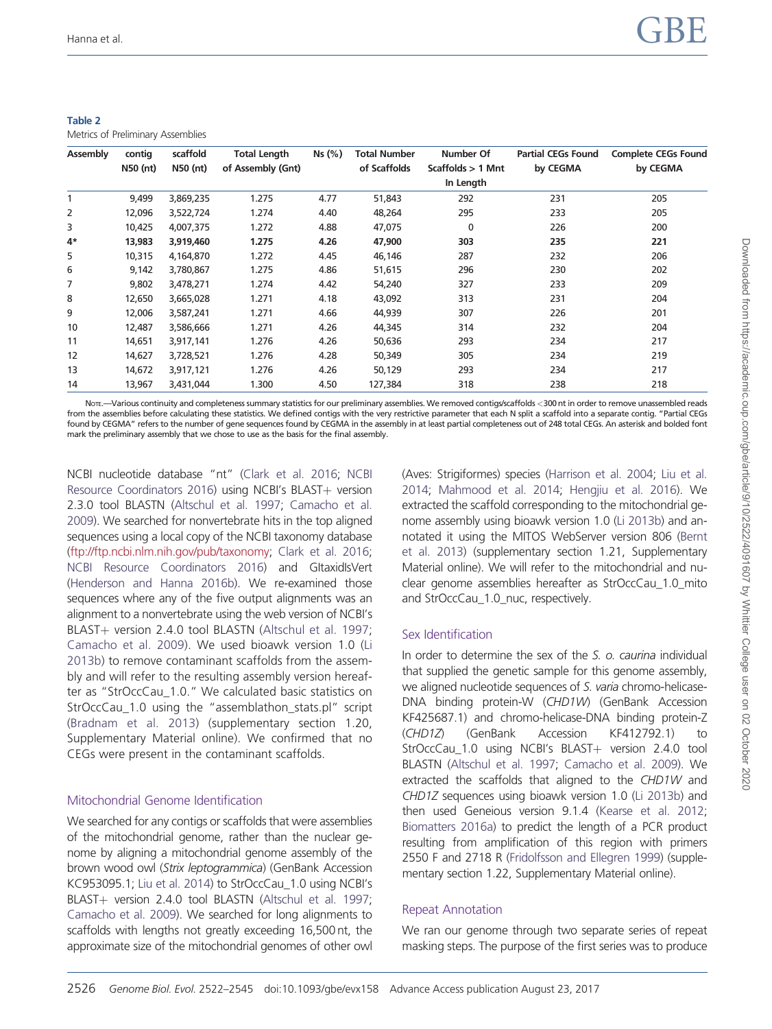**Table 2**
Metrics of Preliminary Assemblies

| Assembly | contig N50 (nt) | scaffold N50 (nt) | Total Length of Assembly (Gnt) | Ns (%) | Total Number of Scaffolds | Number Of Scaffolds > 1 Mnt In Length | Partial CEGs Found by CEGMA | Complete CEGs Found by CEGMA |
|---|---|---|---|---|---|---|---|---|
| 1 | 9,499 | 3,869,235 | 1.275 | 4.77 | 51,843 | 292 | 231 | 205 |
| 2 | 12,096 | 3,522,724 | 1.274 | 4.40 | 48,264 | 295 | 233 | 205 |
| 3 | 10,425 | 4,007,375 | 1.272 | 4.88 | 47,075 | 0 | 226 | 200 |
| **4*** | **13,983** | **3,919,460** | **1.275** | **4.26** | **47,900** | **303** | **235** | **221** |
| 5 | 10,315 | 4,164,870 | 1.272 | 4.45 | 46,146 | 287 | 232 | 206 |
| 6 | 9,142 | 3,780,867 | 1.275 | 4.86 | 51,615 | 296 | 230 | 202 |
| 7 | 9,802 | 3,478,271 | 1.274 | 4.42 | 54,240 | 327 | 233 | 209 |
| 8 | 12,650 | 3,665,028 | 1.271 | 4.18 | 43,092 | 313 | 231 | 204 |
| 9 | 12,006 | 3,587,241 | 1.271 | 4.66 | 44,939 | 307 | 226 | 201 |
| 10 | 12,487 | 3,586,666 | 1.271 | 4.26 | 44,345 | 314 | 232 | 204 |
| 11 | 14,651 | 3,917,141 | 1.276 | 4.26 | 50,636 | 293 | 234 | 217 |
| 12 | 14,627 | 3,728,521 | 1.276 | 4.28 | 50,349 | 305 | 234 | 219 |
| 13 | 14,672 | 3,917,121 | 1.276 | 4.26 | 50,129 | 293 | 234 | 217 |
| 14 | 13,967 | 3,431,044 | 1.300 | 4.50 | 127,384 | 318 | 238 | 218 |

Note.—Various continuity and completeness summary statistics for our preliminary assemblies. We removed contigs/scaffolds <300 nt in order to remove unassembled reads from the assemblies before calculating these statistics. We defined contigs with the very restrictive parameter that each N split a scaffold into a separate contig. "Partial CEGs found by CEGMA" refers to the number of gene sequences found by CEGMA in the assembly in at least partial completeness out of 248 total CEGs. An asterisk and bolded font mark the preliminary assembly that we chose to use as the basis for the final assembly.

NCBI nucleotide database "nt" (Clark et al. 2016; NCBI Resource Coordinators 2016) using NCBI's BLAST+ version 2.3.0 tool BLASTN (Altschul et al. 1997; Camacho et al. 2009). We searched for nonvertebrate hits in the top aligned sequences using a local copy of the NCBI taxonomy database (ftp://ftp.ncbi.nlm.nih.gov/pub/taxonomy; Clark et al. 2016; NCBI Resource Coordinators 2016) and GItaxidIsVert (Henderson and Hanna 2016b). We re-examined those sequences where any of the five output alignments was an alignment to a nonvertebrate using the web version of NCBI's BLAST+ version 2.4.0 tool BLASTN (Altschul et al. 1997; Camacho et al. 2009). We used bioawk version 1.0 (Li 2013b) to remove contaminant scaffolds from the assembly and will refer to the resulting assembly version hereafter as "StrOccCau_1.0." We calculated basic statistics on StrOccCau_1.0 using the "assemblathon_stats.pl" script (Bradnam et al. 2013) (supplementary section 1.20, Supplementary Material online). We confirmed that no CEGs were present in the contaminant scaffolds.

## Mitochondrial Genome Identification

We searched for any contigs or scaffolds that were assemblies of the mitochondrial genome, rather than the nuclear genome by aligning a mitochondrial genome assembly of the brown wood owl (*Strix leptogrammica*) (GenBank Accession KC953095.1; Liu et al. 2014) to StrOccCau_1.0 using NCBI's BLAST+ version 2.4.0 tool BLASTN (Altschul et al. 1997; Camacho et al. 2009). We searched for long alignments to scaffolds with lengths not greatly exceeding 16,500 nt, the approximate size of the mitochondrial genomes of other owl (Aves: Strigiformes) species (Harrison et al. 2004; Liu et al. 2014; Mahmood et al. 2014; Hengjiu et al. 2016). We extracted the scaffold corresponding to the mitochondrial genome assembly using bioawk version 1.0 (Li 2013b) and annotated it using the MITOS WebServer version 806 (Bernt et al. 2013) (supplementary section 1.21, Supplementary Material online). We will refer to the mitochondrial and nuclear genome assemblies hereafter as StrOccCau_1.0_mito and StrOccCau_1.0_nuc, respectively.

## Sex Identification

In order to determine the sex of the *S. o. caurina* individual that supplied the genetic sample for this genome assembly, we aligned nucleotide sequences of *S. varia* chromo-helicase-DNA binding protein-W (*CHD1W*) (GenBank Accession KF425687.1) and chromo-helicase-DNA binding protein-Z (*CHD1Z*) (GenBank Accession KF412792.1) to StrOccCau_1.0 using NCBI's BLAST+ version 2.4.0 tool BLASTN (Altschul et al. 1997; Camacho et al. 2009). We extracted the scaffolds that aligned to the *CHD1W* and *CHD1Z* sequences using bioawk version 1.0 (Li 2013b) and then used Geneious version 9.1.4 (Kearse et al. 2012; Biomatters 2016a) to predict the length of a PCR product resulting from amplification of this region with primers 2550 F and 2718 R (Fridolfsson and Ellegren 1999) (supplementary section 1.22, Supplementary Material online).

## Repeat Annotation

We ran our genome through two separate series of repeat masking steps. The purpose of the first series was to produce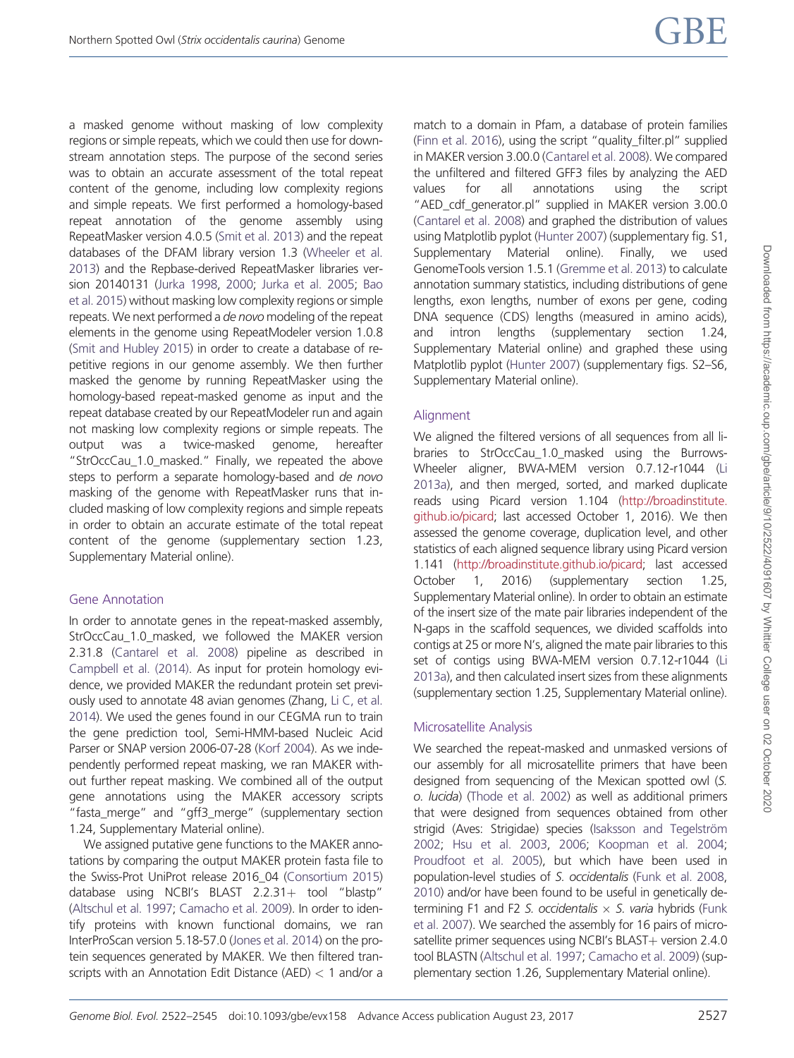a masked genome without masking of low complexity regions or simple repeats, which we could then use for downstream annotation steps. The purpose of the second series was to obtain an accurate assessment of the total repeat content of the genome, including low complexity regions and simple repeats. We first performed a homology-based repeat annotation of the genome assembly using RepeatMasker version 4.0.5 (Smit et al. 2013) and the repeat databases of the DFAM library version 1.3 (Wheeler et al. 2013) and the Repbase-derived RepeatMasker libraries version 20140131 (Jurka 1998, 2000; Jurka et al. 2005; Bao et al. 2015) without masking low complexity regions or simple repeats. We next performed a *de novo* modeling of the repeat elements in the genome using RepeatModeler version 1.0.8 (Smit and Hubley 2015) in order to create a database of repetitive regions in our genome assembly. We then further masked the genome by running RepeatMasker using the homology-based repeat-masked genome as input and the repeat database created by our RepeatModeler run and again not masking low complexity regions or simple repeats. The output was a twice-masked genome, hereafter "StrOccCau_1.0_masked." Finally, we repeated the above steps to perform a separate homology-based and *de novo* masking of the genome with RepeatMasker runs that included masking of low complexity regions and simple repeats in order to obtain an accurate estimate of the total repeat content of the genome (supplementary section 1.23, Supplementary Material online).

## Gene Annotation

In order to annotate genes in the repeat-masked assembly, StrOccCau_1.0_masked, we followed the MAKER version 2.31.8 (Cantarel et al. 2008) pipeline as described in Campbell et al. (2014). As input for protein homology evidence, we provided MAKER the redundant protein set previously used to annotate 48 avian genomes (Zhang, Li C, et al. 2014). We used the genes found in our CEGMA run to train the gene prediction tool, Semi-HMM-based Nucleic Acid Parser or SNAP version 2006-07-28 (Korf 2004). As we independently performed repeat masking, we ran MAKER without further repeat masking. We combined all of the output gene annotations using the MAKER accessory scripts "fasta_merge" and "gff3_merge" (supplementary section 1.24, Supplementary Material online).

We assigned putative gene functions to the MAKER annotations by comparing the output MAKER protein fasta file to the Swiss-Prot UniProt release 2016_04 (Consortium 2015) database using NCBI's BLAST 2.2.31+ tool "blastp" (Altschul et al. 1997; Camacho et al. 2009). In order to identify proteins with known functional domains, we ran InterProScan version 5.18-57.0 (Jones et al. 2014) on the protein sequences generated by MAKER. We then filtered transcripts with an Annotation Edit Distance (AED) $< 1$ and/or a match to a domain in Pfam, a database of protein families (Finn et al. 2016), using the script "quality_filter.pl" supplied in MAKER version 3.00.0 (Cantarel et al. 2008). We compared the unfiltered and filtered GFF3 files by analyzing the AED values for all annotations using the script "AED_cdf_generator.pl" supplied in MAKER version 3.00.0 (Cantarel et al. 2008) and graphed the distribution of values using Matplotlib pyplot (Hunter 2007) (supplementary fig. S1, Supplementary Material online). Finally, we used GenomeTools version 1.5.1 (Gremme et al. 2013) to calculate annotation summary statistics, including distributions of gene lengths, exon lengths, number of exons per gene, coding DNA sequence (CDS) lengths (measured in amino acids), and intron lengths (supplementary section 1.24, Supplementary Material online) and graphed these using Matplotlib pyplot (Hunter 2007) (supplementary figs. S2–S6, Supplementary Material online).

## Alignment

We aligned the filtered versions of all sequences from all libraries to StrOccCau_1.0_masked using the Burrows-Wheeler aligner, BWA-MEM version 0.7.12-r1044 (Li 2013a), and then merged, sorted, and marked duplicate reads using Picard version 1.104 (http://broadinstitute.github.io/picard; last accessed October 1, 2016). We then assessed the genome coverage, duplication level, and other statistics of each aligned sequence library using Picard version 1.141 (http://broadinstitute.github.io/picard; last accessed October 1, 2016) (supplementary section 1.25, Supplementary Material online). In order to obtain an estimate of the insert size of the mate pair libraries independent of the N-gaps in the scaffold sequences, we divided scaffolds into contigs at 25 or more N's, aligned the mate pair libraries to this set of contigs using BWA-MEM version 0.7.12-r1044 (Li 2013a), and then calculated insert sizes from these alignments (supplementary section 1.25, Supplementary Material online).

## Microsatellite Analysis

We searched the repeat-masked and unmasked versions of our assembly for all microsatellite primers that have been designed from sequencing of the Mexican spotted owl (*S. o. lucida*) (Thode et al. 2002) as well as additional primers that were designed from sequences obtained from other strigid (Aves: Strigidae) species (Isaksson and Tegelström 2002; Hsu et al. 2003, 2006; Koopman et al. 2004; Proudfoot et al. 2005), but which have been used in population-level studies of *S. occidentalis* (Funk et al. 2008, 2010) and/or have been found to be useful in genetically determining F1 and F2 *S. occidentalis* × *S. varia* hybrids (Funk et al. 2007). We searched the assembly for 16 pairs of microsatellite primer sequences using NCBI's BLAST+ version 2.4.0 tool BLASTN (Altschul et al. 1997; Camacho et al. 2009) (supplementary section 1.26, Supplementary Material online).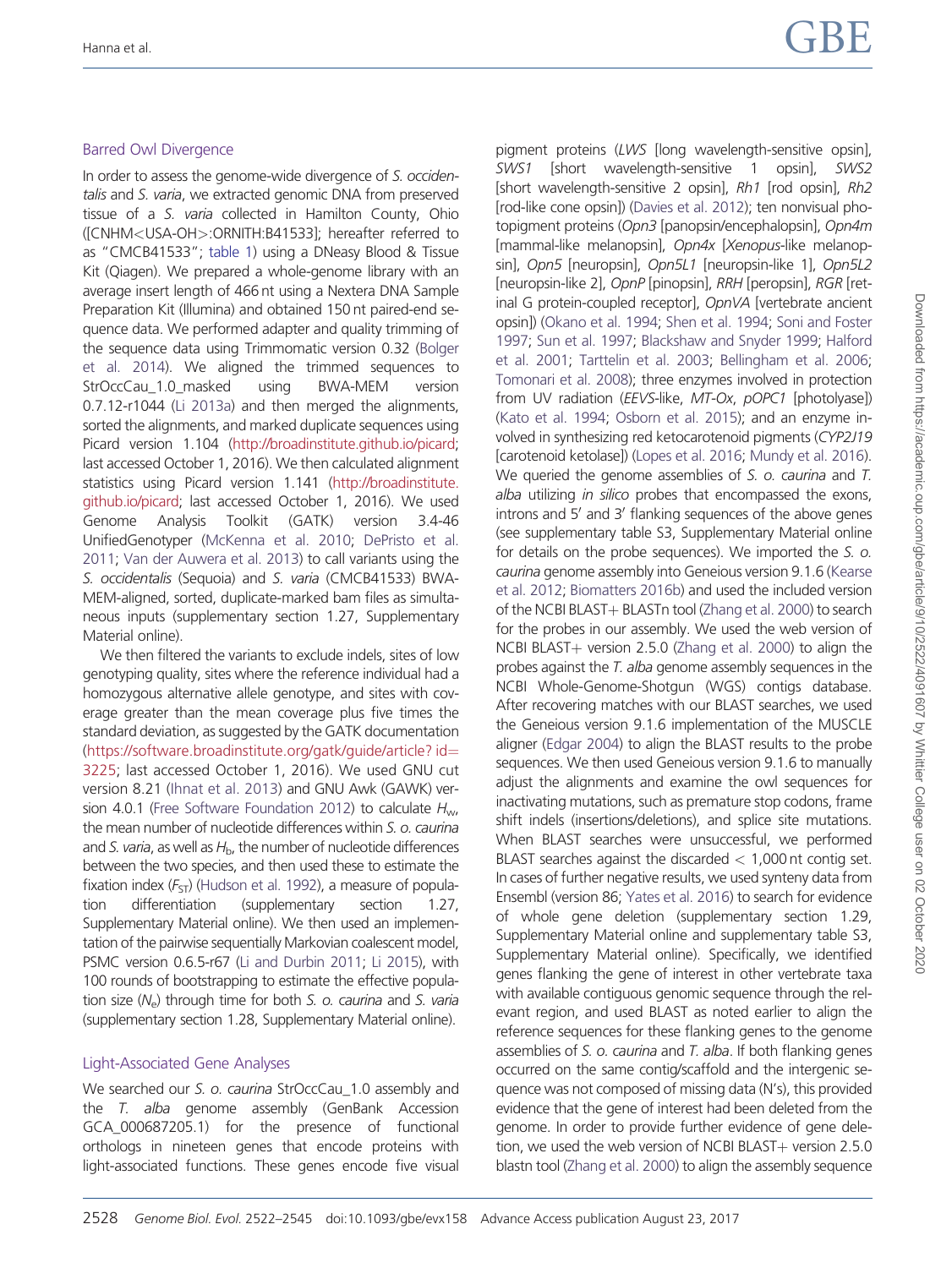## Barred Owl Divergence

In order to assess the genome-wide divergence of *S. occidentalis* and *S. varia*, we extracted genomic DNA from preserved tissue of a *S. varia* collected in Hamilton County, Ohio ([CNHM<USA-OH>:ORNITH:B41533]; hereafter referred to as "CMCB41533"; table 1) using a DNeasy Blood & Tissue Kit (Qiagen). We prepared a whole-genome library with an average insert length of 466 nt using a Nextera DNA Sample Preparation Kit (Illumina) and obtained 150 nt paired-end sequence data. We performed adapter and quality trimming of the sequence data using Trimmomatic version 0.32 (Bolger et al. 2014). We aligned the trimmed sequences to StrOccCau_1.0_masked using BWA-MEM version 0.7.12-r1044 (Li 2013a) and then merged the alignments, sorted the alignments, and marked duplicate sequences using Picard version 1.104 (http://broadinstitute.github.io/picard; last accessed October 1, 2016). We then calculated alignment statistics using Picard version 1.141 (http://broadinstitute.github.io/picard; last accessed October 1, 2016). We used Genome Analysis Toolkit (GATK) version 3.4-46 UnifiedGenotyper (McKenna et al. 2010; DePristo et al. 2011; Van der Auwera et al. 2013) to call variants using the *S. occidentalis* (Sequoia) and *S. varia* (CMCB41533) BWA-MEM-aligned, sorted, duplicate-marked bam files as simultaneous inputs (supplementary section 1.27, Supplementary Material online).

We then filtered the variants to exclude indels, sites of low genotyping quality, sites where the reference individual had a homozygous alternative allele genotype, and sites with coverage greater than the mean coverage plus five times the standard deviation, as suggested by the GATK documentation (https://software.broadinstitute.org/gatk/guide/article?id=3225; last accessed October 1, 2016). We used GNU cut version 8.21 (Ihnat et al. 2013) and GNU Awk (GAWK) version 4.0.1 (Free Software Foundation 2012) to calculate $H_w$, the mean number of nucleotide differences within *S. o. caurina* and *S. varia*, as well as $H_b$, the number of nucleotide differences between the two species, and then used these to estimate the fixation index ($F_{ST}$) (Hudson et al. 1992), a measure of population differentiation (supplementary section 1.27, Supplementary Material online). We then used an implementation of the pairwise sequentially Markovian coalescent model, PSMC version 0.6.5-r67 (Li and Durbin 2011; Li 2015), with 100 rounds of bootstrapping to estimate the effective population size ($N_e$) through time for both *S. o. caurina* and *S. varia* (supplementary section 1.28, Supplementary Material online).

## Light-Associated Gene Analyses

We searched our *S. o. caurina* StrOccCau_1.0 assembly and the *T. alba* genome assembly (GenBank Accession GCA_000687205.1) for the presence of functional orthologs in nineteen genes that encode proteins with light-associated functions. These genes encode five visual pigment proteins (*LWS* [long wavelength-sensitive opsin], *SWS1* [short wavelength-sensitive 1 opsin], *SWS2* [short wavelength-sensitive 2 opsin], *Rh1* [rod opsin], *Rh2* [rod-like cone opsin]) (Davies et al. 2012); ten nonvisual photopigment proteins (*Opn3* [panopsin/encephalopsin], *Opn4m* [mammal-like melanopsin], *Opn4x* [*Xenopus*-like melanopsin], *Opn5* [neuropsin], *Opn5L1* [neuropsin-like 1], *Opn5L2* [neuropsin-like 2], *OpnP* [pinopsin], *RRH* [peropsin], *RGR* [retinal G protein-coupled receptor], *OpnVA* [vertebrate ancient opsin]) (Okano et al. 1994; Shen et al. 1994; Soni and Foster 1997; Sun et al. 1997; Blackshaw and Snyder 1999; Halford et al. 2001; Tarttelin et al. 2003; Bellingham et al. 2006; Tomonari et al. 2008); three enzymes involved in protection from UV radiation (*EEVS*-like, *MT-Ox*, *pOPC1* [photolyase]) (Kato et al. 1994; Osborn et al. 2015); and an enzyme involved in synthesizing red ketocarotenoid pigments (*CYP2J19* [carotenoid ketolase]) (Lopes et al. 2016; Mundy et al. 2016). We queried the genome assemblies of *S. o. caurina* and *T. alba* utilizing *in silico* probes that encompassed the exons, introns and 5′ and 3′ flanking sequences of the above genes (see supplementary table S3, Supplementary Material online for details on the probe sequences). We imported the *S. o. caurina* genome assembly into Geneious version 9.1.6 (Kearse et al. 2012; Biomatters 2016b) and used the included version of the NCBI BLAST+ BLASTn tool (Zhang et al. 2000) to search for the probes in our assembly. We used the web version of NCBI BLAST+ version 2.5.0 (Zhang et al. 2000) to align the probes against the *T. alba* genome assembly sequences in the NCBI Whole-Genome-Shotgun (WGS) contigs database. After recovering matches with our BLAST searches, we used the Geneious version 9.1.6 implementation of the MUSCLE aligner (Edgar 2004) to align the BLAST results to the probe sequences. We then used Geneious version 9.1.6 to manually adjust the alignments and examine the owl sequences for inactivating mutations, such as premature stop codons, frame shift indels (insertions/deletions), and splice site mutations. When BLAST searches were unsuccessful, we performed BLAST searches against the discarded < 1,000 nt contig set. In cases of further negative results, we used synteny data from Ensembl (version 86; Yates et al. 2016) to search for evidence of whole gene deletion (supplementary section 1.29, Supplementary Material online and supplementary table S3, Supplementary Material online). Specifically, we identified genes flanking the gene of interest in other vertebrate taxa with available contiguous genomic sequence through the relevant region, and used BLAST as noted earlier to align the reference sequences for these flanking genes to the genome assemblies of *S. o. caurina* and *T. alba*. If both flanking genes occurred on the same contig/scaffold and the intergenic sequence was not composed of missing data (N's), this provided evidence that the gene of interest had been deleted from the genome. In order to provide further evidence of gene deletion, we used the web version of NCBI BLAST+ version 2.5.0 blastn tool (Zhang et al. 2000) to align the assembly sequence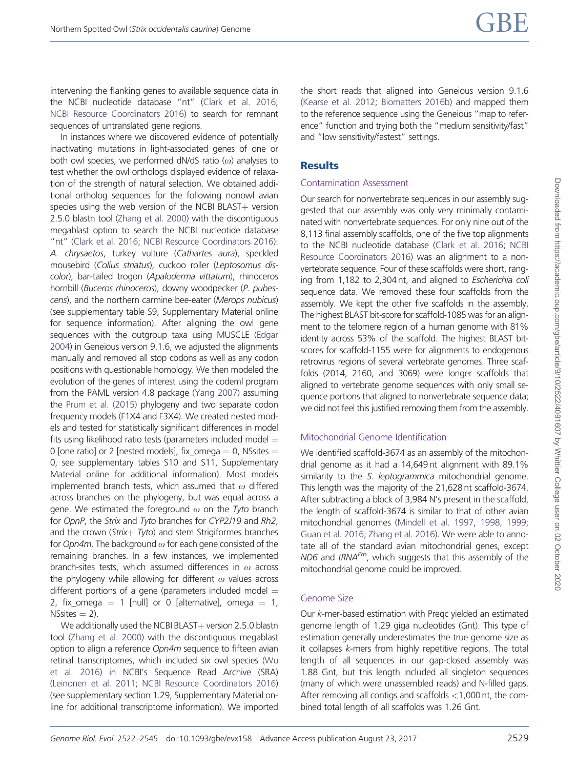intervening the flanking genes to available sequence data in the NCBI nucleotide database "nt" (Clark et al. 2016; NCBI Resource Coordinators 2016) to search for remnant sequences of untranslated gene regions.

In instances where we discovered evidence of potentially inactivating mutations in light-associated genes of one or both owl species, we performed dN/dS ratio ($\omega$) analyses to test whether the owl orthologs displayed evidence of relaxation of the strength of natural selection. We obtained additional ortholog sequences for the following nonowl avian species using the web version of the NCBI BLAST+ version 2.5.0 blastn tool (Zhang et al. 2000) with the discontiguous megablast option to search the NCBI nucleotide database "nt" (Clark et al. 2016; NCBI Resource Coordinators 2016): *A. chrysaetos*, turkey vulture (*Cathartes aura*), speckled mousebird (*Colius striatus*), cuckoo roller (*Leptosomus discolor*), bar-tailed trogon (*Apaloderma vittatum*), rhinoceros hornbill (*Buceros rhinoceros*), downy woodpecker (*P. pubescens*), and the northern carmine bee-eater (*Merops nubicus*) (see supplementary table S9, Supplementary Material online for sequence information). After aligning the owl gene sequences with the outgroup taxa using MUSCLE (Edgar 2004) in Geneious version 9.1.6, we adjusted the alignments manually and removed all stop codons as well as any codon positions with questionable homology. We then modeled the evolution of the genes of interest using the codeml program from the PAML version 4.8 package (Yang 2007) assuming the Prum et al. (2015) phylogeny and two separate codon frequency models (F1X4 and F3X4). We created nested models and tested for statistically significant differences in model fits using likelihood ratio tests (parameters included model = 0 [one ratio] or 2 [nested models], fix_omega = 0, NSsites = 0, see supplementary tables S10 and S11, Supplementary Material online for additional information). Most models implemented branch tests, which assumed that $\omega$ differed across branches on the phylogeny, but was equal across a gene. We estimated the foreground $\omega$ on the *Tyto* branch for *OpnP*, the *Strix* and *Tyto* branches for *CYP2J19* and *Rh2*, and the crown (*Strix*+ *Tyto*) and stem Strigiformes branches for *Opn4m*. The background $\omega$ for each gene consisted of the remaining branches. In a few instances, we implemented branch-sites tests, which assumed differences in $\omega$ across the phylogeny while allowing for different $\omega$ values across different portions of a gene (parameters included model = 2, fix_omega = 1 [null] or 0 [alternative], omega = 1, NSsites = 2).

We additionally used the NCBI BLAST+ version 2.5.0 blastn tool (Zhang et al. 2000) with the discontiguous megablast option to align a reference *Opn4m* sequence to fifteen avian retinal transcriptomes, which included six owl species (Wu et al. 2016) in NCBI's Sequence Read Archive (SRA) (Leinonen et al. 2011; NCBI Resource Coordinators 2016) (see supplementary section 1.29, Supplementary Material online for additional transcriptome information). We imported the short reads that aligned into Geneious version 9.1.6 (Kearse et al. 2012; Biomatters 2016b) and mapped them to the reference sequence using the Geneious "map to reference" function and trying both the "medium sensitivity/fast" and "low sensitivity/fastest" settings.

# Results

## Contamination Assessment

Our search for nonvertebrate sequences in our assembly suggested that our assembly was only very minimally contaminated with nonvertebrate sequences. For only nine out of the 8,113 final assembly scaffolds, one of the five top alignments to the NCBI nucleotide database (Clark et al. 2016; NCBI Resource Coordinators 2016) was an alignment to a nonvertebrate sequence. Four of these scaffolds were short, ranging from 1,182 to 2,304 nt, and aligned to *Escherichia coli* sequence data. We removed these four scaffolds from the assembly. We kept the other five scaffolds in the assembly. The highest BLAST bit-score for scaffold-1085 was for an alignment to the telomere region of a human genome with 81% identity across 53% of the scaffold. The highest BLAST bit-scores for scaffold-1155 were for alignments to endogenous retrovirus regions of several vertebrate genomes. Three scaffolds (2014, 2160, and 3069) were longer scaffolds that aligned to vertebrate genome sequences with only small sequence portions that aligned to nonvertebrate sequence data; we did not feel this justified removing them from the assembly.

## Mitochondrial Genome Identification

We identified scaffold-3674 as an assembly of the mitochondrial genome as it had a 14,649 nt alignment with 89.1% similarity to the *S. leptogrammica* mitochondrial genome. This length was the majority of the 21,628 nt scaffold-3674. After subtracting a block of 3,984 N's present in the scaffold, the length of scaffold-3674 is similar to that of other avian mitochondrial genomes (Mindell et al. 1997, 1998, 1999; Guan et al. 2016; Zhang et al. 2016). We were able to annotate all of the standard avian mitochondrial genes, except *ND6* and *tRNA[Pro]*, which suggests that this assembly of the mitochondrial genome could be improved.

## Genome Size

Our *k*-mer-based estimation with Preqc yielded an estimated genome length of 1.29 giga nucleotides (Gnt). This type of estimation generally underestimates the true genome size as it collapses *k*-mers from highly repetitive regions. The total length of all sequences in our gap-closed assembly was 1.88 Gnt, but this length included all singleton sequences (many of which were unassembled reads) and N-filled gaps. After removing all contigs and scaffolds <1,000 nt, the combined total length of all scaffolds was 1.26 Gnt.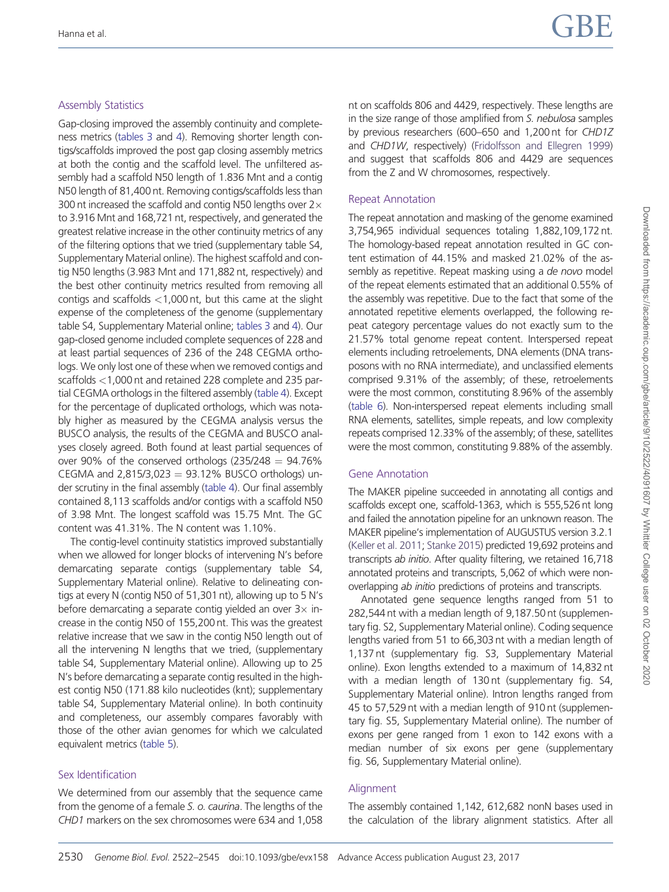### Assembly Statistics

Gap-closing improved the assembly continuity and completeness metrics (tables 3 and 4). Removing shorter length contigs/scaffolds improved the post gap closing assembly metrics at both the contig and the scaffold level. The unfiltered assembly had a scaffold N50 length of 1.836 Mnt and a contig N50 length of 81,400 nt. Removing contigs/scaffolds less than 300 nt increased the scaffold and contig N50 lengths over 2× to 3.916 Mnt and 168,721 nt, respectively, and generated the greatest relative increase in the other continuity metrics of any of the filtering options that we tried (supplementary table S4, Supplementary Material online). The highest scaffold and contig N50 lengths (3.983 Mnt and 171,882 nt, respectively) and the best other continuity metrics resulted from removing all contigs and scaffolds <1,000 nt, but this came at the slight expense of the completeness of the genome (supplementary table S4, Supplementary Material online; tables 3 and 4). Our gap-closed genome included complete sequences of 228 and at least partial sequences of 236 of the 248 CEGMA orthologs. We only lost one of these when we removed contigs and scaffolds <1,000 nt and retained 228 complete and 235 partial CEGMA orthologs in the filtered assembly (table 4). Except for the percentage of duplicated orthologs, which was notably higher as measured by the CEGMA analysis versus the BUSCO analysis, the results of the CEGMA and BUSCO analyses closely agreed. Both found at least partial sequences of over 90% of the conserved orthologs (235/248 = 94.76% CEGMA and 2,815/3,023 = 93.12% BUSCO orthologs) under scrutiny in the final assembly (table 4). Our final assembly contained 8,113 scaffolds and/or contigs with a scaffold N50 of 3.98 Mnt. The longest scaffold was 15.75 Mnt. The GC content was 41.31%. The N content was 1.10%.

The contig-level continuity statistics improved substantially when we allowed for longer blocks of intervening N's before demarcating separate contigs (supplementary table S4, Supplementary Material online). Relative to delineating contigs at every N (contig N50 of 51,301 nt), allowing up to 5 N's before demarcating a separate contig yielded an over 3× increase in the contig N50 of 155,200 nt. This was the greatest relative increase that we saw in the contig N50 length out of all the intervening N lengths that we tried, (supplementary table S4, Supplementary Material online). Allowing up to 25 N's before demarcating a separate contig resulted in the highest contig N50 (171.88 kilo nucleotides (knt); supplementary table S4, Supplementary Material online). In both continuity and completeness, our assembly compares favorably with those of the other avian genomes for which we calculated equivalent metrics (table 5).

### Sex Identification

We determined from our assembly that the sequence came from the genome of a female *S. o. caurina*. The lengths of the *CHD1* markers on the sex chromosomes were 634 and 1,058 nt on scaffolds 806 and 4429, respectively. These lengths are in the size range of those amplified from *S. nebulosa* samples by previous researchers (600–650 and 1,200 nt for *CHD1Z* and *CHD1W*, respectively) (Fridolfsson and Ellegren 1999) and suggest that scaffolds 806 and 4429 are sequences from the Z and W chromosomes, respectively.

### Repeat Annotation

The repeat annotation and masking of the genome examined 3,754,965 individual sequences totaling 1,882,109,172 nt. The homology-based repeat annotation resulted in GC content estimation of 44.15% and masked 21.02% of the assembly as repetitive. Repeat masking using a *de novo* model of the repeat elements estimated that an additional 0.55% of the assembly was repetitive. Due to the fact that some of the annotated repetitive elements overlapped, the following repeat category percentage values do not exactly sum to the 21.57% total genome repeat content. Interspersed repeat elements including retroelements, DNA elements (DNA transposons with no RNA intermediate), and unclassified elements comprised 9.31% of the assembly; of these, retroelements were the most common, constituting 8.96% of the assembly (table 6). Non-interspersed repeat elements including small RNA elements, satellites, simple repeats, and low complexity repeats comprised 12.33% of the assembly; of these, satellites were the most common, constituting 9.88% of the assembly.

### Gene Annotation

The MAKER pipeline succeeded in annotating all contigs and scaffolds except one, scaffold-1363, which is 555,526 nt long and failed the annotation pipeline for an unknown reason. The MAKER pipeline's implementation of AUGUSTUS version 3.2.1 (Keller et al. 2011; Stanke 2015) predicted 19,692 proteins and transcripts *ab initio*. After quality filtering, we retained 16,718 annotated proteins and transcripts, 5,062 of which were nonoverlapping *ab initio* predictions of proteins and transcripts.

Annotated gene sequence lengths ranged from 51 to 282,544 nt with a median length of 9,187.50 nt (supplementary fig. S2, Supplementary Material online). Coding sequence lengths varied from 51 to 66,303 nt with a median length of 1,137 nt (supplementary fig. S3, Supplementary Material online). Exon lengths extended to a maximum of 14,832 nt with a median length of 130 nt (supplementary fig. S4, Supplementary Material online). Intron lengths ranged from 45 to 57,529 nt with a median length of 910 nt (supplementary fig. S5, Supplementary Material online). The number of exons per gene ranged from 1 exon to 142 exons with a median number of six exons per gene (supplementary fig. S6, Supplementary Material online).

### Alignment

The assembly contained 1,142, 612,682 nonN bases used in the calculation of the library alignment statistics. After all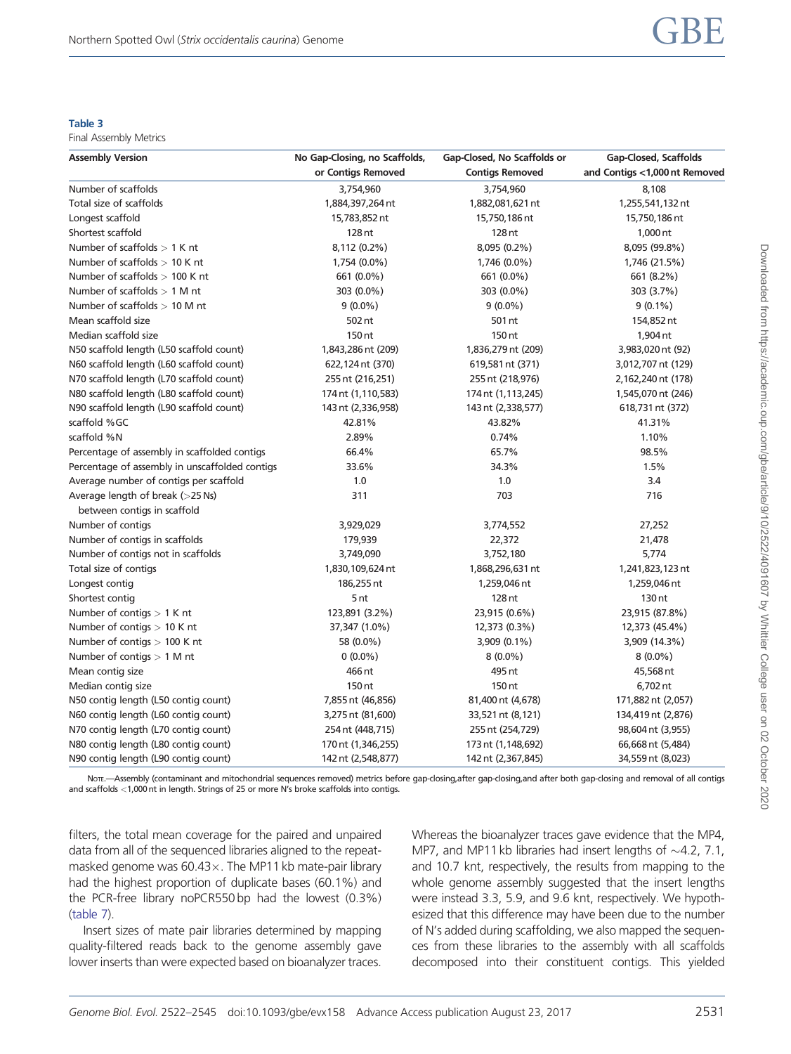**Table 3**

Final Assembly Metrics

| Assembly Version | No Gap-Closing, no Scaffolds, or Contigs Removed | Gap-Closed, No Scaffolds or Contigs Removed | Gap-Closed, Scaffolds and Contigs <1,000 nt Removed |
|---|---|---|---|
| Number of scaffolds | 3,754,960 | 3,754,960 | 8,108 |
| Total size of scaffolds | 1,884,397,264 nt | 1,882,081,621 nt | 1,255,541,132 nt |
| Longest scaffold | 15,783,852 nt | 15,750,186 nt | 15,750,186 nt |
| Shortest scaffold | 128 nt | 128 nt | 1,000 nt |
| Number of scaffolds > 1 K nt | 8,112 (0.2%) | 8,095 (0.2%) | 8,095 (99.8%) |
| Number of scaffolds > 10 K nt | 1,754 (0.0%) | 1,746 (0.0%) | 1,746 (21.5%) |
| Number of scaffolds > 100 K nt | 661 (0.0%) | 661 (0.0%) | 661 (8.2%) |
| Number of scaffolds > 1 M nt | 303 (0.0%) | 303 (0.0%) | 303 (3.7%) |
| Number of scaffolds > 10 M nt | 9 (0.0%) | 9 (0.0%) | 9 (0.1%) |
| Mean scaffold size | 502 nt | 501 nt | 154,852 nt |
| Median scaffold size | 150 nt | 150 nt | 1,904 nt |
| N50 scaffold length (L50 scaffold count) | 1,843,286 nt (209) | 1,836,279 nt (209) | 3,983,020 nt (92) |
| N60 scaffold length (L60 scaffold count) | 622,124 nt (370) | 619,581 nt (371) | 3,012,707 nt (129) |
| N70 scaffold length (L70 scaffold count) | 255 nt (216,251) | 255 nt (218,976) | 2,162,240 nt (178) |
| N80 scaffold length (L80 scaffold count) | 174 nt (1,110,583) | 174 nt (1,113,245) | 1,545,070 nt (246) |
| N90 scaffold length (L90 scaffold count) | 143 nt (2,336,958) | 143 nt (2,338,577) | 618,731 nt (372) |
| scaffold %GC | 42.81% | 43.82% | 41.31% |
| scaffold %N | 2.89% | 0.74% | 1.10% |
| Percentage of assembly in scaffolded contigs | 66.4% | 65.7% | 98.5% |
| Percentage of assembly in unscaffolded contigs | 33.6% | 34.3% | 1.5% |
| Average number of contigs per scaffold | 1.0 | 1.0 | 3.4 |
| Average length of break (>25 Ns) between contigs in scaffold | 311 | 703 | 716 |
| Number of contigs | 3,929,029 | 3,774,552 | 27,252 |
| Number of contigs in scaffolds | 179,939 | 22,372 | 21,478 |
| Number of contigs not in scaffolds | 3,749,090 | 3,752,180 | 5,774 |
| Total size of contigs | 1,830,109,624 nt | 1,868,296,631 nt | 1,241,823,123 nt |
| Longest contig | 186,255 nt | 1,259,046 nt | 1,259,046 nt |
| Shortest contig | 5 nt | 128 nt | 130 nt |
| Number of contigs > 1 K nt | 123,891 (3.2%) | 23,915 (0.6%) | 23,915 (87.8%) |
| Number of contigs > 10 K nt | 37,347 (1.0%) | 12,373 (0.3%) | 12,373 (45.4%) |
| Number of contigs > 100 K nt | 58 (0.0%) | 3,909 (0.1%) | 3,909 (14.3%) |
| Number of contigs > 1 M nt | 0 (0.0%) | 8 (0.0%) | 8 (0.0%) |
| Mean contig size | 466 nt | 495 nt | 45,568 nt |
| Median contig size | 150 nt | 150 nt | 6,702 nt |
| N50 contig length (L50 contig count) | 7,855 nt (46,856) | 81,400 nt (4,678) | 171,882 nt (2,057) |
| N60 contig length (L60 contig count) | 3,275 nt (81,600) | 33,521 nt (8,121) | 134,419 nt (2,876) |
| N70 contig length (L70 contig count) | 254 nt (448,715) | 255 nt (254,729) | 98,604 nt (3,955) |
| N80 contig length (L80 contig count) | 170 nt (1,346,255) | 173 nt (1,148,692) | 66,668 nt (5,484) |
| N90 contig length (L90 contig count) | 142 nt (2,548,877) | 142 nt (2,367,845) | 34,559 nt (8,023) |

Note.—Assembly (contaminant and mitochondrial sequences removed) metrics before gap-closing, after gap-closing, and after both gap-closing and removal of all contigs and scaffolds <1,000 nt in length. Strings of 25 or more N's broke scaffolds into contigs.

filters, the total mean coverage for the paired and unpaired data from all of the sequenced libraries aligned to the repeat-masked genome was 60.43×. The MP11 kb mate-pair library had the highest proportion of duplicate bases (60.1%) and the PCR-free library noPCR550 bp had the lowest (0.3%) (table 7).

Insert sizes of mate pair libraries determined by mapping quality-filtered reads back to the genome assembly gave lower inserts than were expected based on bioanalyzer traces. Whereas the bioanalyzer traces gave evidence that the MP4, MP7, and MP11 kb libraries had insert lengths of ~4.2, 7.1, and 10.7 knt, respectively, the results from mapping to the whole genome assembly suggested that the insert lengths were instead 3.3, 5.9, and 9.6 knt, respectively. We hypothesized that this difference may have been due to the number of N's added during scaffolding, we also mapped the sequences from these libraries to the assembly with all scaffolds decomposed into their constituent contigs. This yielded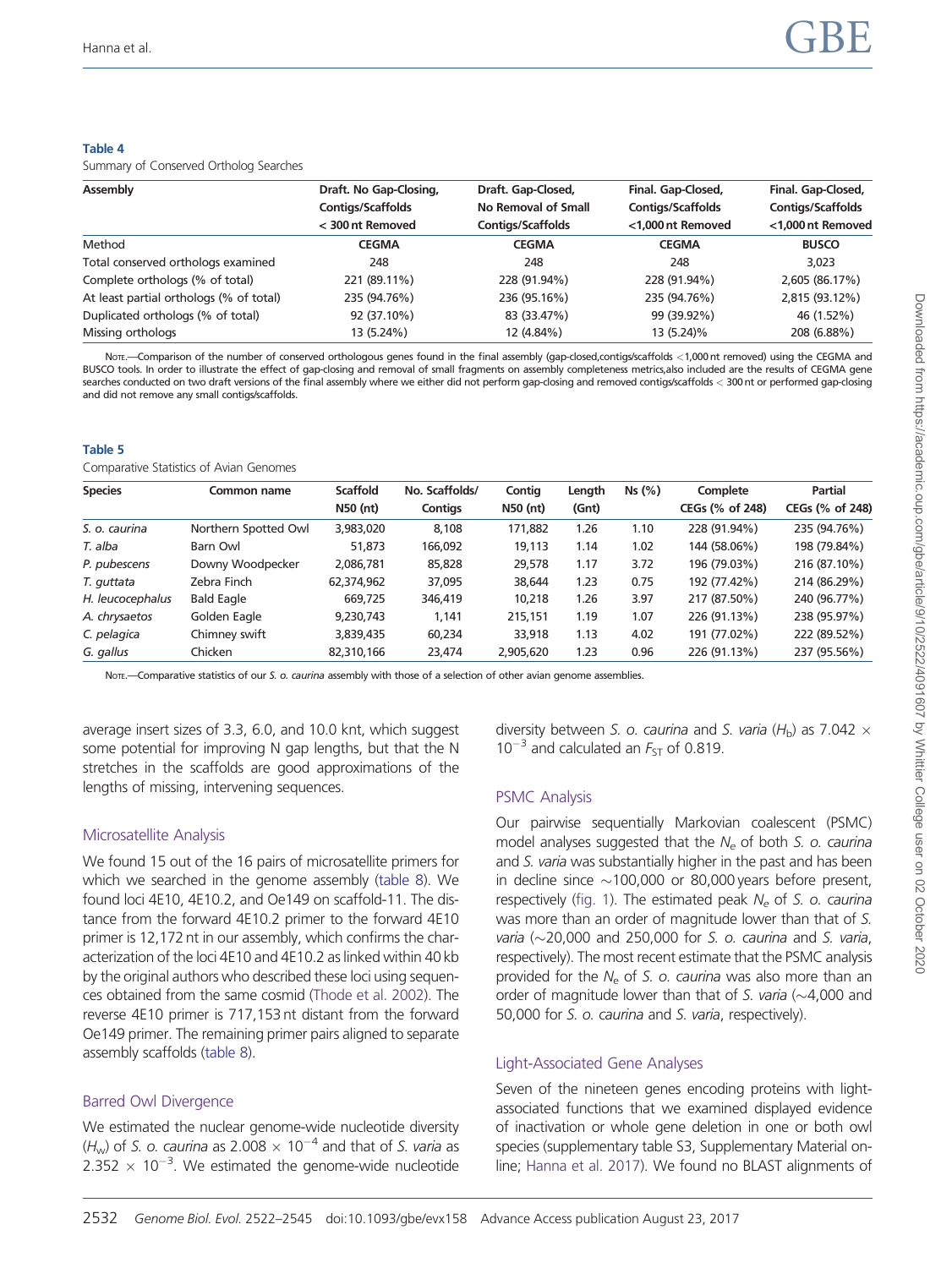**Table 4**

Summary of Conserved Ortholog Searches

| Assembly | Draft. No Gap-Closing, Contigs/Scaffolds < 300 nt Removed | Draft. Gap-Closed, No Removal of Small Contigs/Scaffolds | Final. Gap-Closed, Contigs/Scaffolds <1,000 nt Removed | Final. Gap-Closed, Contigs/Scaffolds <1,000 nt Removed |
|---|---|---|---|---|
| Method | **CEGMA** | **CEGMA** | **CEGMA** | **BUSCO** |
| Total conserved orthologs examined | 248 | 248 | 248 | 3,023 |
| Complete orthologs (% of total) | 221 (89.11%) | 228 (91.94%) | 228 (91.94%) | 2,605 (86.17%) |
| At least partial orthologs (% of total) | 235 (94.76%) | 236 (95.16%) | 235 (94.76%) | 2,815 (93.12%) |
| Duplicated orthologs (% of total) | 92 (37.10%) | 83 (33.47%) | 99 (39.92%) | 46 (1.52%) |
| Missing orthologs | 13 (5.24%) | 12 (4.84%) | 13 (5.24)% | 208 (6.88%) |

Note.—Comparison of the number of conserved orthologous genes found in the final assembly (gap-closed,contigs/scaffolds <1,000 nt removed) using the CEGMA and BUSCO tools. In order to illustrate the effect of gap-closing and removal of small fragments on assembly completeness metrics,also included are the results of CEGMA gene searches conducted on two draft versions of the final assembly where we either did not perform gap-closing and removed contigs/scaffolds < 300 nt or performed gap-closing and did not remove any small contigs/scaffolds.

**Table 5**

Comparative Statistics of Avian Genomes

| Species | Common name | Scaffold N50 (nt) | No. Scaffolds/ Contigs | Contig N50 (nt) | Length (Gnt) | Ns (%) | Complete CEGs (% of 248) | Partial CEGs (% of 248) |
|---|---|---|---|---|---|---|---|---|
| *S. o. caurina* | Northern Spotted Owl | 3,983,020 | 8,108 | 171,882 | 1.26 | 1.10 | 228 (91.94%) | 235 (94.76%) |
| *T. alba* | Barn Owl | 51,873 | 166,092 | 19,113 | 1.14 | 1.02 | 144 (58.06%) | 198 (79.84%) |
| *P. pubescens* | Downy Woodpecker | 2,086,781 | 85,828 | 29,578 | 1.17 | 3.72 | 196 (79.03%) | 216 (87.10%) |
| *T. guttata* | Zebra Finch | 62,374,962 | 37,095 | 38,644 | 1.23 | 0.75 | 192 (77.42%) | 214 (86.29%) |
| *H. leucocephalus* | Bald Eagle | 669,725 | 346,419 | 10,218 | 1.26 | 3.97 | 217 (87.50%) | 240 (96.77%) |
| *A. chrysaetos* | Golden Eagle | 9,230,743 | 1,141 | 215,151 | 1.19 | 1.07 | 226 (91.13%) | 238 (95.97%) |
| *C. pelagica* | Chimney swift | 3,839,435 | 60,234 | 33,918 | 1.13 | 4.02 | 191 (77.02%) | 222 (89.52%) |
| *G. gallus* | Chicken | 82,310,166 | 23,474 | 2,905,620 | 1.23 | 0.96 | 226 (91.13%) | 237 (95.56%) |

Note.—Comparative statistics of our *S. o. caurina* assembly with those of a selection of other avian genome assemblies.

average insert sizes of 3.3, 6.0, and 10.0 knt, which suggest some potential for improving N gap lengths, but that the N stretches in the scaffolds are good approximations of the lengths of missing, intervening sequences.

### Microsatellite Analysis

We found 15 out of the 16 pairs of microsatellite primers for which we searched in the genome assembly (table 8). We found loci 4E10, 4E10.2, and Oe149 on scaffold-11. The distance from the forward 4E10.2 primer to the forward 4E10 primer is 12,172 nt in our assembly, which confirms the characterization of the loci 4E10 and 4E10.2 as linked within 40 kb by the original authors who described these loci using sequences obtained from the same cosmid (Thode et al. 2002). The reverse 4E10 primer is 717,153 nt distant from the forward Oe149 primer. The remaining primer pairs aligned to separate assembly scaffolds (table 8).

### Barred Owl Divergence

We estimated the nuclear genome-wide nucleotide diversity ($H_w$) of *S. o. caurina* as $2.008 \times 10^{-4}$ and that of *S. varia* as $2.352 \times 10^{-3}$. We estimated the genome-wide nucleotide diversity between *S. o. caurina* and *S. varia* ($H_b$) as $7.042 \times 10^{-3}$ and calculated an $F_{ST}$ of 0.819.

### PSMC Analysis

Our pairwise sequentially Markovian coalescent (PSMC) model analyses suggested that the $N_e$ of both *S. o. caurina* and *S. varia* was substantially higher in the past and has been in decline since ~100,000 or 80,000 years before present, respectively (fig. 1). The estimated peak $N_e$ of *S. o. caurina* was more than an order of magnitude lower than that of *S. varia* (~20,000 and 250,000 for *S. o. caurina* and *S. varia*, respectively). The most recent estimate that the PSMC analysis provided for the $N_e$ of *S. o. caurina* was also more than an order of magnitude lower than that of *S. varia* (~4,000 and 50,000 for *S. o. caurina* and *S. varia*, respectively).

### Light-Associated Gene Analyses

Seven of the nineteen genes encoding proteins with light-associated functions that we examined displayed evidence of inactivation or whole gene deletion in one or both owl species (supplementary table S3, Supplementary Material online; Hanna et al. 2017). We found no BLAST alignments of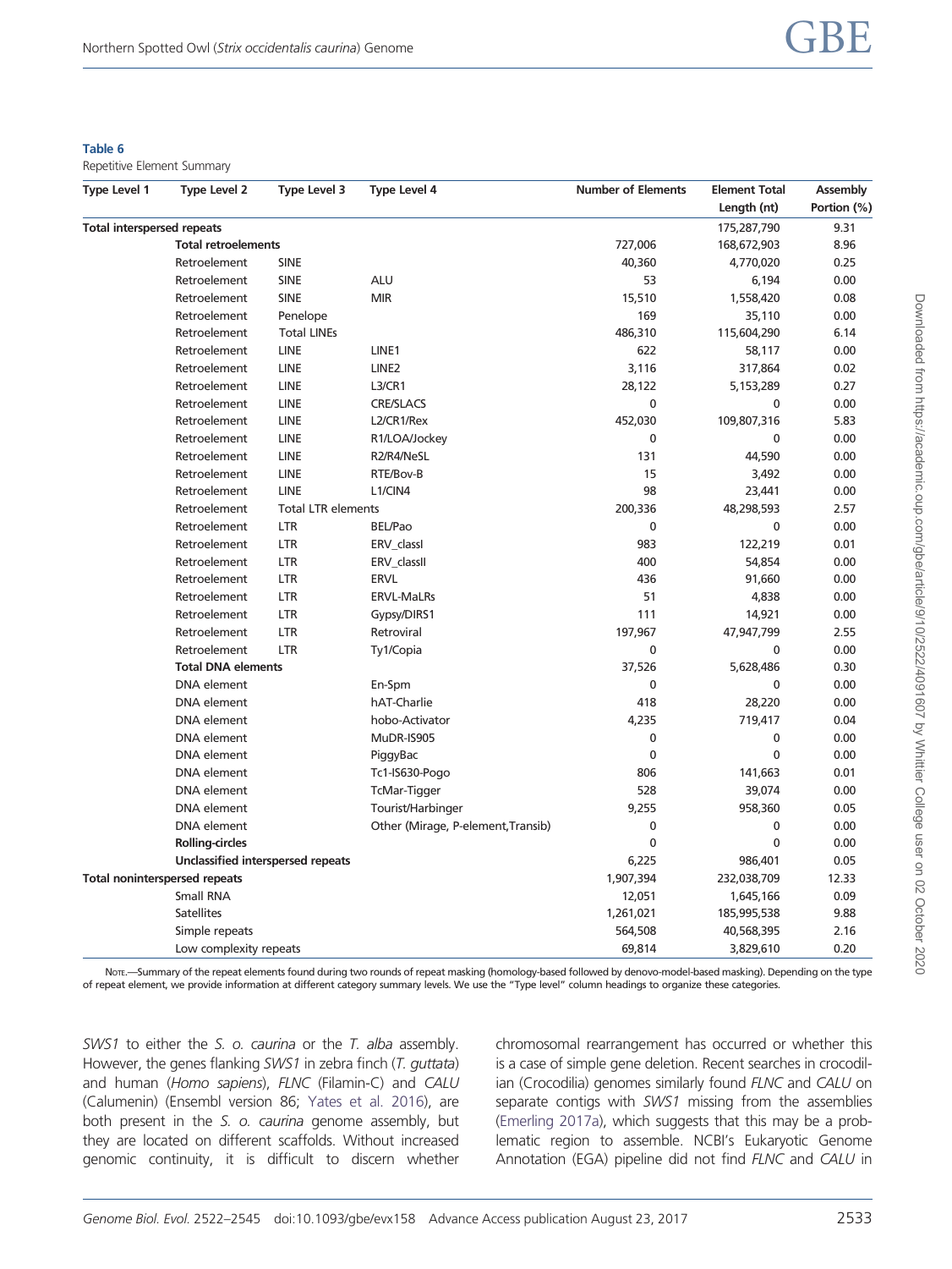**Table 6**
Repetitive Element Summary

| Type Level 1 | Type Level 2 | Type Level 3 | Type Level 4 | Number of Elements | Element Total Length (nt) | Assembly Portion (%) |
|---|---|---|---|---|---|---|
| **Total interspersed repeats** | | | | | 175,287,790 | 9.31 |
| | **Total retroelements** | | | 727,006 | 168,672,903 | 8.96 |
| | Retroelement | SINE | | 40,360 | 4,770,020 | 0.25 |
| | Retroelement | SINE | ALU | 53 | 6,194 | 0.00 |
| | Retroelement | SINE | MIR | 15,510 | 1,558,420 | 0.08 |
| | Retroelement | Penelope | | 169 | 35,110 | 0.00 |
| | Retroelement | Total LINEs | | 486,310 | 115,604,290 | 6.14 |
| | Retroelement | LINE | LINE1 | 622 | 58,117 | 0.00 |
| | Retroelement | LINE | LINE2 | 3,116 | 317,864 | 0.02 |
| | Retroelement | LINE | L3/CR1 | 28,122 | 5,153,289 | 0.27 |
| | Retroelement | LINE | CRE/SLACS | 0 | 0 | 0.00 |
| | Retroelement | LINE | L2/CR1/Rex | 452,030 | 109,807,316 | 5.83 |
| | Retroelement | LINE | R1/LOA/Jockey | 0 | 0 | 0.00 |
| | Retroelement | LINE | R2/R4/NeSL | 131 | 44,590 | 0.00 |
| | Retroelement | LINE | RTE/Bov-B | 15 | 3,492 | 0.00 |
| | Retroelement | LINE | L1/CIN4 | 98 | 23,441 | 0.00 |
| | Retroelement | Total LTR elements | | 200,336 | 48,298,593 | 2.57 |
| | Retroelement | LTR | BEL/Pao | 0 | 0 | 0.00 |
| | Retroelement | LTR | ERV_classI | 983 | 122,219 | 0.01 |
| | Retroelement | LTR | ERV_classII | 400 | 54,854 | 0.00 |
| | Retroelement | LTR | ERVL | 436 | 91,660 | 0.00 |
| | Retroelement | LTR | ERVL-MaLRs | 51 | 4,838 | 0.00 |
| | Retroelement | LTR | Gypsy/DIRS1 | 111 | 14,921 | 0.00 |
| | Retroelement | LTR | Retroviral | 197,967 | 47,947,799 | 2.55 |
| | Retroelement | LTR | Ty1/Copia | 0 | 0 | 0.00 |
| | **Total DNA elements** | | | 37,526 | 5,628,486 | 0.30 |
| | DNA element | | En-Spm | 0 | 0 | 0.00 |
| | DNA element | | hAT-Charlie | 418 | 28,220 | 0.00 |
| | DNA element | | hobo-Activator | 4,235 | 719,417 | 0.04 |
| | DNA element | | MuDR-IS905 | 0 | 0 | 0.00 |
| | DNA element | | PiggyBac | 0 | 0 | 0.00 |
| | DNA element | | Tc1-IS630-Pogo | 806 | 141,663 | 0.01 |
| | DNA element | | TcMar-Tigger | 528 | 39,074 | 0.00 |
| | DNA element | | Tourist/Harbinger | 9,255 | 958,360 | 0.05 |
| | DNA element | | Other (Mirage, P-element,Transib) | 0 | 0 | 0.00 |
| | **Rolling-circles** | | | 0 | 0 | 0.00 |
| | **Unclassified interspersed repeats** | | | 6,225 | 986,401 | 0.05 |
| **Total noninterspersed repeats** | | | | 1,907,394 | 232,038,709 | 12.33 |
| | Small RNA | | | 12,051 | 1,645,166 | 0.09 |
| | Satellites | | | 1,261,021 | 185,995,538 | 9.88 |
| | Simple repeats | | | 564,508 | 40,568,395 | 2.16 |
| | Low complexity repeats | | | 69,814 | 3,829,610 | 0.20 |

Note.—Summary of the repeat elements found during two rounds of repeat masking (homology-based followed by denovo-model-based masking). Depending on the type of repeat element, we provide information at different category summary levels. We use the "Type level" column headings to organize these categories.

*SWS1* to either the *S. o. caurina* or the *T. alba* assembly. However, the genes flanking *SWS1* in zebra finch (*T. guttata*) and human (*Homo sapiens*), *FLNC* (Filamin-C) and *CALU* (Calumenin) (Ensembl version 86; Yates et al. 2016), are both present in the *S. o. caurina* genome assembly, but they are located on different scaffolds. Without increased genomic continuity, it is difficult to discern whether chromosomal rearrangement has occurred or whether this is a case of simple gene deletion. Recent searches in crocodilian (Crocodilia) genomes similarly found *FLNC* and *CALU* on separate contigs with *SWS1* missing from the assemblies (Emerling 2017a), which suggests that this may be a problematic region to assemble. NCBI's Eukaryotic Genome Annotation (EGA) pipeline did not find *FLNC* and *CALU* in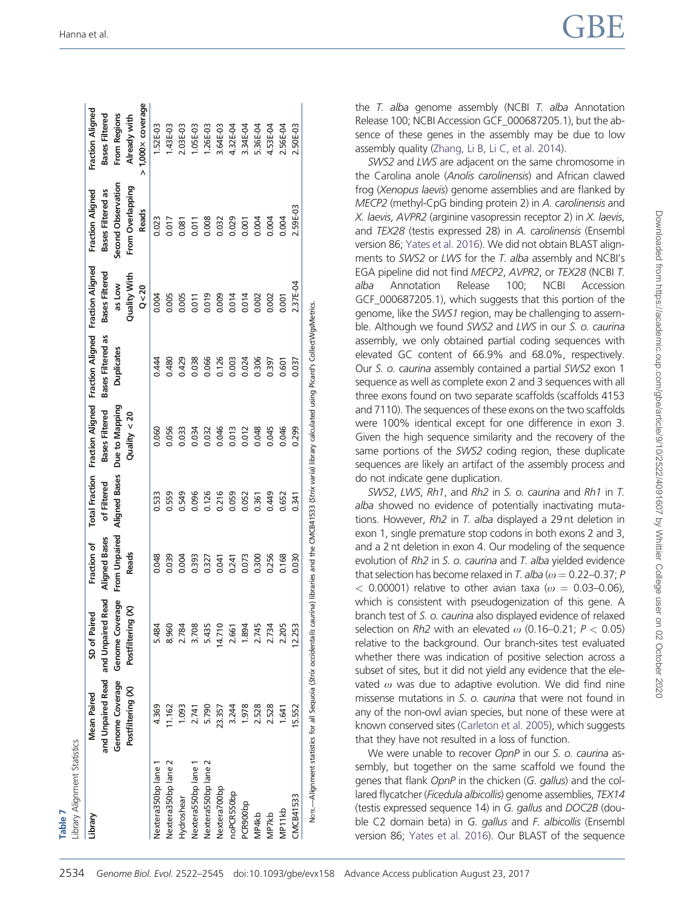**Table 7**

Library Alignment Statistics

| Library | Mean Paired and Unpaired Read Genome Coverage Postfiltering (X) | SD of Paired and Unpaired Read Genome Coverage Postfiltering (X) | Fraction of Aligned Bases From Unpaired Reads | Total Fraction of Filtered Aligned Bases | Fraction Aligned Bases Filtered Due to Mapping Quality < 20 | Fraction Aligned Bases Filtered as Duplicates | Fraction Aligned Bases Filtered as Low Quality With Q < 20 | Fraction Aligned Bases Filtered as Second Observation From Overlapping Reads | Fraction Aligned Bases Filtered From Regions Already with > 1,000× coverage |
|---|---|---|---|---|---|---|---|---|---|
| Nextera350bp lane 1 | 4.369 | 5.484 | 0.048 | 0.533 | 0.060 | 0.444 | 0.004 | 0.023 | 1.52E-03 |
| Nextera350bp lane 2 | 11.162 | 8.960 | 0.039 | 0.559 | 0.056 | 0.480 | 0.005 | 0.017 | 1.43E-03 |
| Hydroshear | 1.093 | 2.784 | 0.004 | 0.549 | 0.033 | 0.429 | 0.005 | 0.081 | 2.03E-03 |
| Nextera550bp lane 1 | 2.741 | 3.708 | 0.393 | 0.096 | 0.034 | 0.038 | 0.011 | 0.011 | 1.05E-03 |
| Nextera550bp lane 2 | 5.790 | 5.435 | 0.327 | 0.126 | 0.032 | 0.066 | 0.019 | 0.008 | 1.26E-03 |
| Nextera700bp | 23.357 | 14.710 | 0.041 | 0.216 | 0.046 | 0.126 | 0.009 | 0.032 | 3.64E-03 |
| noPCR550bp | 3.244 | 2.661 | 0.241 | 0.059 | 0.013 | 0.003 | 0.014 | 0.029 | 4.32E-04 |
| PCR900bp | 1.978 | 1.894 | 0.073 | 0.052 | 0.012 | 0.024 | 0.014 | 0.001 | 3.34E-04 |
| MP4kb | 2.528 | 2.745 | 0.300 | 0.361 | 0.048 | 0.306 | 0.002 | 0.004 | 5.36E-04 |
| MP7kb | 2.528 | 2.734 | 0.256 | 0.449 | 0.045 | 0.397 | 0.002 | 0.004 | 4.53E-04 |
| MP11kb | 1.641 | 2.205 | 0.168 | 0.652 | 0.046 | 0.601 | 0.001 | 0.004 | 2.56E-04 |
| CMCB41533 | 15.552 | 12.253 | 0.030 | 0.341 | 0.299 | 0.037 | 2.37E-04 | 2.59E-03 | 2.50E-03 |

Note.—Alignment statistics for all Sequoia (*Strix occidentalis caurina*) libraries and the CMCB41533 (*Strix varia*) library calculated using Picard's CollectWgsMetrics.

the *T. alba* genome assembly (NCBI *T. alba* Annotation Release 100; NCBI Accession GCF_000687205.1), but the absence of these genes in the assembly may be due to low assembly quality (Zhang, Li B, Li C, et al. 2014).

*SWS2* and *LWS* are adjacent on the same chromosome in the Carolina anole (*Anolis carolinensis*) and African clawed frog (*Xenopus laevis*) genome assemblies and are flanked by *MECP2* (methyl-CpG binding protein 2) in *A. carolinensis* and *X. laevis*, *AVPR2* (arginine vasopressin receptor 2) in *X. laevis*, and *TEX28* (testis expressed 28) in *A. carolinensis* (Ensembl version 86; Yates et al. 2016). We did not obtain BLAST alignments to *SWS2* or *LWS* for the *T. alba* assembly and NCBI's EGA pipeline did not find *MECP2*, *AVPR2*, or *TEX28* (NCBI *T. alba* Annotation Release 100; NCBI Accession GCF_000687205.1), which suggests that this portion of the genome, like the *SWS1* region, may be challenging to assemble. Although we found *SWS2* and *LWS* in our *S. o. caurina* assembly, we only obtained partial coding sequences with elevated GC content of 66.9% and 68.0%, respectively. Our *S. o. caurina* assembly contained a partial *SWS2* exon 1 sequence as well as complete exon 2 and 3 sequences with all three exons found on two separate scaffolds (scaffolds 4153 and 7110). The sequences of these exons on the two scaffolds were 100% identical except for one difference in exon 3. Given the high sequence similarity and the recovery of the same portions of the *SWS2* coding region, these duplicate sequences are likely an artifact of the assembly process and do not indicate gene duplication.

*SWS2*, *LWS*, *Rh1*, and *Rh2* in *S. o. caurina* and *Rh1* in *T. alba* showed no evidence of potentially inactivating mutations. However, *Rh2* in *T. alba* displayed a 29 nt deletion in exon 1, single premature stop codons in both exons 2 and 3, and a 2 nt deletion in exon 4. Our modeling of the sequence evolution of *Rh2* in *S. o. caurina* and *T. alba* yielded evidence that selection has become relaxed in *T. alba* ($\omega = 0.22$–$0.37$; $P < 0.00001$) relative to other avian taxa ($\omega = 0.03$–$0.06$), which is consistent with pseudogenization of this gene. A branch test of *S. o. caurina* also displayed evidence of relaxed selection on *Rh2* with an elevated $\omega$ (0.16–0.21; $P < 0.05$) relative to the background. Our branch-sites test evaluated whether there was indication of positive selection across a subset of sites, but it did not yield any evidence that the elevated $\omega$ was due to adaptive evolution. We did find nine missense mutations in *S. o. caurina* that were not found in any of the non-owl avian species, but none of these were at known conserved sites (Carleton et al. 2005), which suggests that they have not resulted in a loss of function.

We were unable to recover *OpnP* in our *S. o. caurina* assembly, but together on the same scaffold we found the genes that flank *OpnP* in the chicken (*G. gallus*) and the collared flycatcher (*Ficedula albicollis*) genome assemblies, *TEX14* (testis expressed sequence 14) in *G. gallus* and *DOC2B* (double C2 domain beta) in *G. gallus* and *F. albicollis* (Ensembl version 86; Yates et al. 2016). Our BLAST of the sequence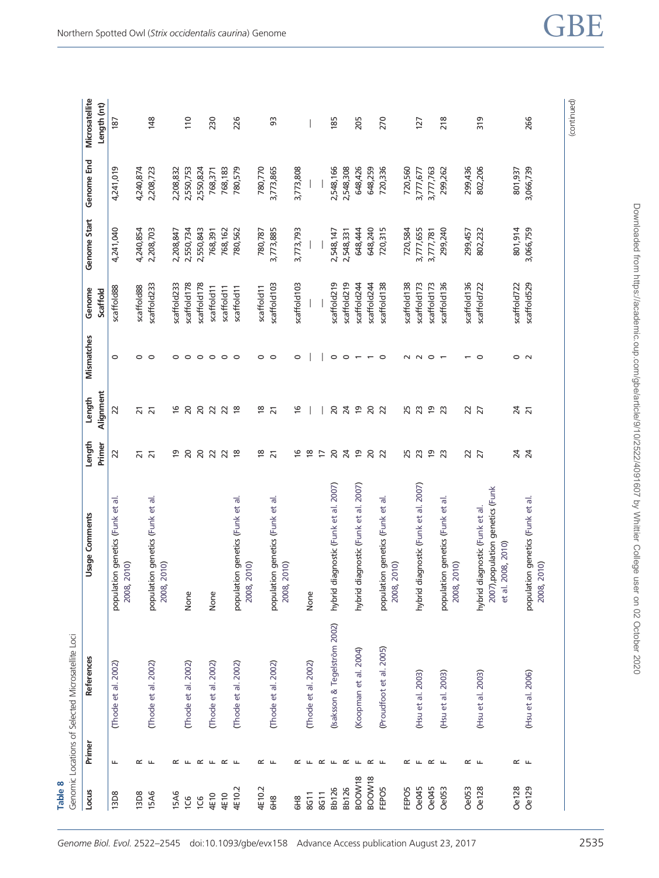**Table 8**
Genomic Locations of Selected Microsatellite Loci

| Locus | Primer | References | Usage Comments | Length Primer | Length Alignment | Mismatches | Genome Scaffold | Genome Start | Genome End | Microsatellite Length (nt) |
|---|---|---|---|---|---|---|---|---|---|---|
| 13D8 | F | (Thode et al. 2002) | population genetics (Funk et al. 2008, 2010) | 22 | 22 | 0 | scaffold88 | 4,241,040 | 4,241,019 | 187 |
| 13D8 | R | | | 21 | 21 | 0 | scaffold88 | 4,240,854 | 4,240,874 | |
| 15A6 | F | (Thode et al. 2002) | population genetics (Funk et al. 2008, 2010) | 21 | 21 | 0 | scaffold233 | 2,208,703 | 2,208,723 | 148 |
| 15A6 | R | | | 19 | 16 | 0 | scaffold233 | 2,208,847 | 2,208,832 | |
| 1C6 | F | (Thode et al. 2002) | None | 20 | 20 | 0 | scaffold178 | 2,550,734 | 2,550,753 | 110 |
| 1C6 | R | | | 20 | 20 | 0 | scaffold178 | 2,550,843 | 2,550,824 | |
| 4E10 | F | (Thode et al. 2002) | None | 22 | 22 | 0 | scaffold11 | 768,391 | 768,371 | 230 |
| 4E10 | R | | | 22 | 22 | 0 | scaffold11 | 768,162 | 768,183 | |
| 4E10.2 | F | (Thode et al. 2002) | population genetics (Funk et al. 2008, 2010) | 18 | 18 | 0 | scaffold11 | 780,562 | 780,579 | 226 |
| 4E10.2 | R | | | 18 | 18 | 0 | scaffold11 | 780,787 | 780,770 | |
| 6H8 | F | (Thode et al. 2002) | population genetics (Funk et al. 2008, 2010) | 21 | 21 | 0 | scaffold103 | 3,773,885 | 3,773,865 | 93 |
| 6H8 | R | | | 16 | 16 | 0 | scaffold103 | 3,773,793 | 3,773,808 | |
| 8G11 | F | (Thode et al. 2002) | None | 18 | — | — | — | — | — | — |
| 8G11 | R | | | 17 | — | — | — | — | — | |
| Bb126 | F | (Isaksson & Tegelström 2002) | hybrid diagnostic (Funk et al. 2007) | 20 | 20 | 0 | scaffold219 | 2,548,147 | 2,548,166 | 185 |
| Bb126 | R | | | 24 | 24 | 0 | scaffold219 | 2,548,331 | 2,548,308 | |
| BOOW18 | F | (Koopman et al. 2004) | hybrid diagnostic (Funk et al. 2007) | 19 | 19 | 1 | scaffold244 | 648,444 | 648,426 | 205 |
| BOOW18 | R | | | 20 | 20 | 1 | scaffold244 | 648,240 | 648,259 | |
| FEPO5 | F | (Proudfoot et al. 2005) | population genetics (Funk et al. 2008, 2010) | 22 | 22 | 0 | scaffold138 | 720,315 | 720,336 | 270 |
| FEPO5 | R | | | 25 | 25 | 2 | scaffold138 | 720,584 | 720,560 | |
| Oe045 | F | (Hsu et al. 2003) | hybrid diagnostic (Funk et al. 2007) | 23 | 23 | 2 | scaffold173 | 3,777,655 | 3,777,677 | 127 |
| Oe045 | R | | | 19 | 19 | 0 | scaffold173 | 3,777,781 | 3,777,763 | |
| Oe053 | F | (Hsu et al. 2003) | population genetics (Funk et al. 2008, 2010) | 23 | 23 | 1 | scaffold136 | 299,240 | 299,262 | 218 |
| Oe053 | R | | | 22 | 22 | 1 | scaffold136 | 299,457 | 299,436 | |
| Oe128 | F | (Hsu et al. 2003) | hybrid diagnostic (Funk et al. 2007),population genetics (Funk et al. 2008, 2010) | 27 | 27 | 0 | scaffold722 | 802,232 | 802,206 | 319 |
| Oe128 | R | | | 24 | 24 | 0 | scaffold722 | 801,914 | 801,937 | |
| Oe129 | F | (Hsu et al. 2006) | population genetics (Funk et al. 2008, 2010) | 24 | 21 | 2 | scaffold529 | 3,066,759 | 3,066,739 | 266 |

(continued)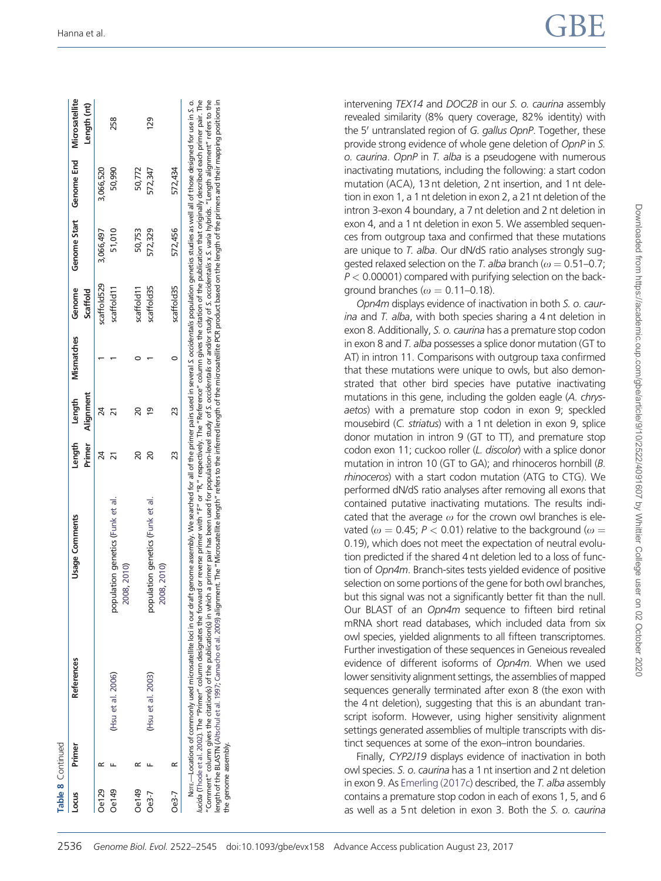**Table 8** Continued

| Locus | Primer | References | Usage Comments | Length Primer | Length Alignment | Mismatches | Genome Scaffold | Genome Start | Genome End | Microsatellite Length (nt) |
|---|---|---|---|---|---|---|---|---|---|---|
| Oe129 | R | | | 24 | 24 | 1 | scaffold529 | 3,066,497 | 3,066,520 | |
| Oe149 | F | (Hsu et al. 2006) | population genetics (Funk et al. 2008, 2010) | 21 | 21 | 1 | scaffold11 | 51,010 | 50,990 | 258 |
| Oe149 | R | | | 20 | 20 | 0 | scaffold11 | 50,753 | 50,772 | |
| Oe3-7 | F | (Hsu et al. 2003) | population genetics (Funk et al. 2008, 2010) | 20 | 19 | 1 | scaffold35 | 572,329 | 572,347 | 129 |
| Oe3-7 | R | | | 23 | 23 | 0 | scaffold35 | 572,456 | 572,434 | |

Note.—Locations of commonly used microsatellite loci in our draft genome assembly. We searched for all of the primer pairs used in several *S. occidentalis* population genetics studies as well all of those designed for use in *S. o. lucida* (Thode et al. 2002). The "Primer" column designates the forward or reverse primer with "F" or "R," respectively. The "Reference" column gives the citation of the publication that originally described each primer pair. The "Comment" column gives the citation(s) of the publication(s) in which a primer pair has been used for population-level study of *S. occidentalis* or and/or study of *S. occidentalis* x *S. varia* hybrids. "Length alignment" refers to the length of the BLASTN (Altschul et al. 1997; Camacho et al. 2009) alignment. The "Microsatellite length" refers to the inferred length of the microsatellite PCR product based on the length of the primers and their mapping positions in the genome assembly.

intervening *TEX14* and *DOC2B* in our *S. o. caurina* assembly revealed similarity (8% query coverage, 82% identity) with the 5′ untranslated region of *G. gallus OpnP*. Together, these provide strong evidence of whole gene deletion of *OpnP* in *S. o. caurina*. *OpnP* in *T. alba* is a pseudogene with numerous inactivating mutations, including the following: a start codon mutation (ACA), 13 nt deletion, 2 nt insertion, and 1 nt deletion in exon 1, a 1 nt deletion in exon 2, a 21 nt deletion of the intron 3-exon 4 boundary, a 7 nt deletion and 2 nt deletion in exon 4, and a 1 nt deletion in exon 5. We assembled sequences from outgroup taxa and confirmed that these mutations are unique to *T. alba*. Our dN/dS ratio analyses strongly suggested relaxed selection on the *T. alba* branch ($\omega = 0.51$–$0.7$; $P < 0.00001$) compared with purifying selection on the background branches ($\omega = 0.11$–$0.18$).

*Opn4m* displays evidence of inactivation in both *S. o. caurina* and *T. alba*, with both species sharing a 4 nt deletion in exon 8. Additionally, *S. o. caurina* has a premature stop codon in exon 8 and *T. alba* possesses a splice donor mutation (GT to AT) in intron 11. Comparisons with outgroup taxa confirmed that these mutations were unique to owls, but also demonstrated that other bird species have putative inactivating mutations in this gene, including the golden eagle (*A. chrysaetos*) with a premature stop codon in exon 9; speckled mousebird (*C. striatus*) with a 1 nt deletion in exon 9, splice donor mutation in intron 9 (GT to TT), and premature stop codon exon 11; cuckoo roller (*L. discolor*) with a splice donor mutation in intron 10 (GT to GA); and rhinoceros hornbill (*B. rhinoceros*) with a start codon mutation (ATG to CTG). We performed dN/dS ratio analyses after removing all exons that contained putative inactivating mutations. The results indicated that the average $\omega$ for the crown owl branches is elevated ($\omega = 0.45$; $P < 0.01$) relative to the background ($\omega = 0.19$), which does not meet the expectation of neutral evolution predicted if the shared 4 nt deletion led to a loss of function of *Opn4m*. Branch-sites tests yielded evidence of positive selection on some portions of the gene for both owl branches, but this signal was not a significantly better fit than the null. Our BLAST of an *Opn4m* sequence to fifteen bird retinal mRNA short read databases, which included data from six owl species, yielded alignments to all fifteen transcriptomes. Further investigation of these sequences in Geneious revealed evidence of different isoforms of *Opn4m*. When we used lower sensitivity alignment settings, the assemblies of mapped sequences generally terminated after exon 8 (the exon with the 4 nt deletion), suggesting that this is an abundant transcript isoform. However, using higher sensitivity alignment settings generated assemblies of multiple transcripts with distinct sequences at some of the exon–intron boundaries.

Finally, *CYP2J19* displays evidence of inactivation in both owl species. *S. o. caurina* has a 1 nt insertion and 2 nt deletion in exon 9. As Emerling (2017c) described, the *T. alba* assembly contains a premature stop codon in each of exons 1, 5, and 6 as well as a 5 nt deletion in exon 3. Both the *S. o. caurina*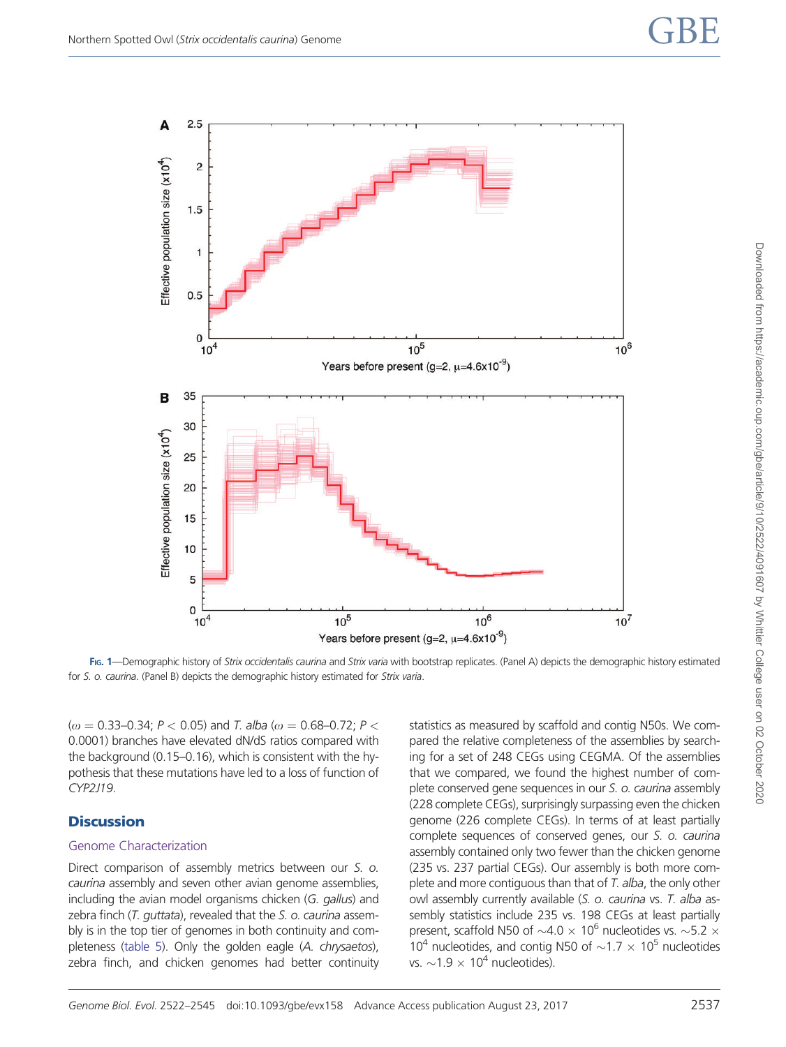**Fig. 1**—Demographic history of *Strix occidentalis caurina* and *Strix varia* with bootstrap replicates. (Panel A) depicts the demographic history estimated for *S. o. caurina*. (Panel B) depicts the demographic history estimated for *Strix varia*.

($\omega = 0.33$–$0.34$; $P < 0.05$) and *T. alba* ($\omega = 0.68$–$0.72$; $P < 0.0001$) branches have elevated dN/dS ratios compared with the background (0.15–0.16), which is consistent with the hypothesis that these mutations have led to a loss of function of *CYP2J19*.

## Discussion

### Genome Characterization

Direct comparison of assembly metrics between our *S. o. caurina* assembly and seven other avian genome assemblies, including the avian model organisms chicken (*G. gallus*) and zebra finch (*T. guttata*), revealed that the *S. o. caurina* assembly is in the top tier of genomes in both continuity and completeness (table 5). Only the golden eagle (*A. chrysaetos*), zebra finch, and chicken genomes had better continuity statistics as measured by scaffold and contig N50s. We compared the relative completeness of the assemblies by searching for a set of 248 CEGs using CEGMA. Of the assemblies that we compared, we found the highest number of complete conserved gene sequences in our *S. o. caurina* assembly (228 complete CEGs), surprisingly surpassing even the chicken genome (226 complete CEGs). In terms of at least partially complete sequences of conserved genes, our *S. o. caurina* assembly contained only two fewer than the chicken genome (235 vs. 237 partial CEGs). Our assembly is both more complete and more contiguous than that of *T. alba*, the only other owl assembly currently available (*S. o. caurina* vs. *T. alba* assembly statistics include 235 vs. 198 CEGs at least partially present, scaffold N50 of $\sim 4.0 \times 10^6$ nucleotides vs. $\sim 5.2 \times 10^4$ nucleotides, and contig N50 of $\sim 1.7 \times 10^5$ nucleotides vs. $\sim 1.9 \times 10^4$ nucleotides).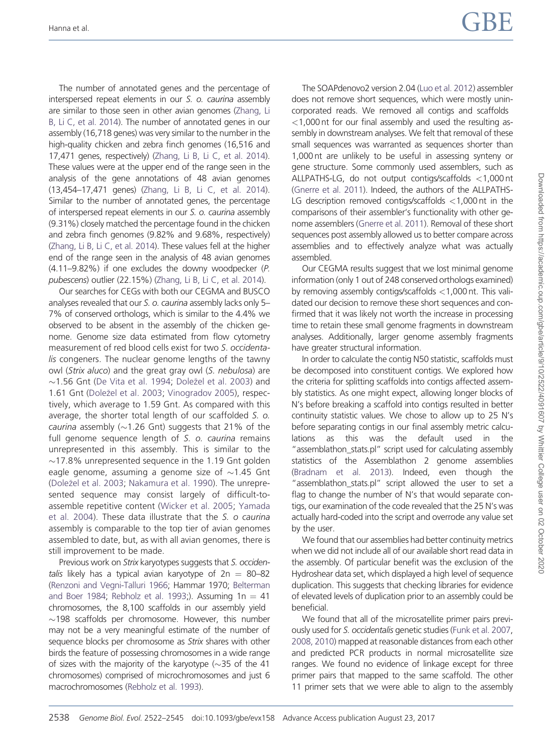The number of annotated genes and the percentage of interspersed repeat elements in our *S. o. caurina* assembly are similar to those seen in other avian genomes (Zhang, Li B, Li C, et al. 2014). The number of annotated genes in our assembly (16,718 genes) was very similar to the number in the high-quality chicken and zebra finch genomes (16,516 and 17,471 genes, respectively) (Zhang, Li B, Li C, et al. 2014). These values were at the upper end of the range seen in the analysis of the gene annotations of 48 avian genomes (13,454–17,471 genes) (Zhang, Li B, Li C, et al. 2014). Similar to the number of annotated genes, the percentage of interspersed repeat elements in our *S. o. caurina* assembly (9.31%) closely matched the percentage found in the chicken and zebra finch genomes (9.82% and 9.68%, respectively) (Zhang, Li B, Li C, et al. 2014). These values fell at the higher end of the range seen in the analysis of 48 avian genomes (4.11–9.82%) if one excludes the downy woodpecker (*P. pubescens*) outlier (22.15%) (Zhang, Li B, Li C, et al. 2014).

Our searches for CEGs with both our CEGMA and BUSCO analyses revealed that our *S. o. caurina* assembly lacks only 5–7% of conserved orthologs, which is similar to the 4.4% we observed to be absent in the assembly of the chicken genome. Genome size data estimated from flow cytometry measurement of red blood cells exist for two *S. occidentalis* congeners. The nuclear genome lengths of the tawny owl (*Strix aluco*) and the great gray owl (*S. nebulosa*) are ~1.56 Gnt (De Vita et al. 1994; Doležel et al. 2003) and 1.61 Gnt (Doležel et al. 2003; Vinogradov 2005), respectively, which average to 1.59 Gnt. As compared with this average, the shorter total length of our scaffolded *S. o. caurina* assembly (~1.26 Gnt) suggests that 21% of the full genome sequence length of *S. o. caurina* remains unrepresented in this assembly. This is similar to the ~17.8% unrepresented sequence in the 1.19 Gnt golden eagle genome, assuming a genome size of ~1.45 Gnt (Doležel et al. 2003; Nakamura et al. 1990). The unrepresented sequence may consist largely of difficult-to-assemble repetitive content (Wicker et al. 2005; Yamada et al. 2004). These data illustrate that the *S. o caurina* assembly is comparable to the top tier of avian genomes assembled to date, but, as with all avian genomes, there is still improvement to be made.

Previous work on *Strix* karyotypes suggests that *S. occidentalis* likely has a typical avian karyotype of 2n = 80–82 (Renzoni and Vegni-Talluri 1966; Hammar 1970; Belterman and Boer 1984; Rebholz et al. 1993;). Assuming 1n = 41 chromosomes, the 8,100 scaffolds in our assembly yield ~198 scaffolds per chromosome. However, this number may not be a very meaningful estimate of the number of sequence blocks per chromosome as *Strix* shares with other birds the feature of possessing chromosomes in a wide range of sizes with the majority of the karyotype (~35 of the 41 chromosomes) comprised of microchromosomes and just 6 macrochromosomes (Rebholz et al. 1993).

The SOAPdenovo2 version 2.04 (Luo et al. 2012) assembler does not remove short sequences, which were mostly unincorporated reads. We removed all contigs and scaffolds <1,000 nt for our final assembly and used the resulting assembly in downstream analyses. We felt that removal of these small sequences was warranted as sequences shorter than 1,000 nt are unlikely to be useful in assessing synteny or gene structure. Some commonly used assemblers, such as ALLPATHS-LG, do not output contigs/scaffolds <1,000 nt (Gnerre et al. 2011). Indeed, the authors of the ALLPATHS-LG description removed contigs/scaffolds <1,000 nt in the comparisons of their assembler's functionality with other genome assemblers (Gnerre et al. 2011). Removal of these short sequences post assembly allowed us to better compare across assemblies and to effectively analyze what was actually assembled.

Our CEGMA results suggest that we lost minimal genome information (only 1 out of 248 conserved orthologs examined) by removing assembly contigs/scaffolds <1,000 nt. This validated our decision to remove these short sequences and confirmed that it was likely not worth the increase in processing time to retain these small genome fragments in downstream analyses. Additionally, larger genome assembly fragments have greater structural information.

In order to calculate the contig N50 statistic, scaffolds must be decomposed into constituent contigs. We explored how the criteria for splitting scaffolds into contigs affected assembly statistics. As one might expect, allowing longer blocks of N's before breaking a scaffold into contigs resulted in better continuity statistic values. We chose to allow up to 25 N's before separating contigs in our final assembly metric calculations as this was the default used in the "assemblathon_stats.pl" script used for calculating assembly statistics of the Assemblathon 2 genome assemblies (Bradnam et al. 2013). Indeed, even though the "assemblathon_stats.pl" script allowed the user to set a flag to change the number of N's that would separate contigs, our examination of the code revealed that the 25 N's was actually hard-coded into the script and overrode any value set by the user.

We found that our assemblies had better continuity metrics when we did not include all of our available short read data in the assembly. Of particular benefit was the exclusion of the Hydroshear data set, which displayed a high level of sequence duplication. This suggests that checking libraries for evidence of elevated levels of duplication prior to an assembly could be beneficial.

We found that all of the microsatellite primer pairs previously used for *S. occidentalis* genetic studies (Funk et al. 2007, 2008, 2010) mapped at reasonable distances from each other and predicted PCR products in normal microsatellite size ranges. We found no evidence of linkage except for three primer pairs that mapped to the same scaffold. The other 11 primer sets that we were able to align to the assembly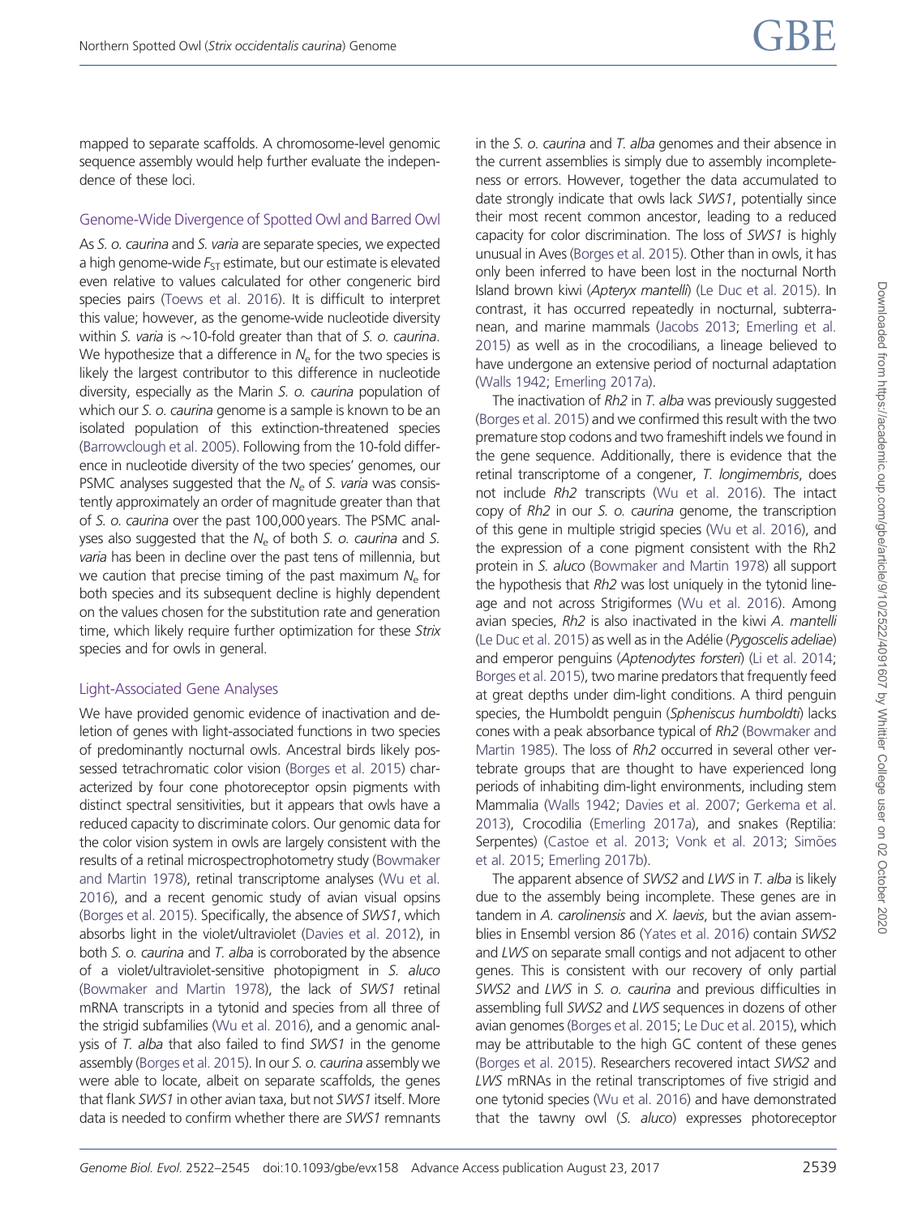mapped to separate scaffolds. A chromosome-level genomic sequence assembly would help further evaluate the independence of these loci.

### Genome-Wide Divergence of Spotted Owl and Barred Owl

As *S. o. caurina* and *S. varia* are separate species, we expected a high genome-wide $F_{ST}$ estimate, but our estimate is elevated even relative to values calculated for other congeneric bird species pairs (Toews et al. 2016). It is difficult to interpret this value; however, as the genome-wide nucleotide diversity within *S. varia* is ~10-fold greater than that of *S. o. caurina*. We hypothesize that a difference in $N_e$ for the two species is likely the largest contributor to this difference in nucleotide diversity, especially as the Marin *S. o. caurina* population of which our *S. o. caurina* genome is a sample is known to be an isolated population of this extinction-threatened species (Barrowclough et al. 2005). Following from the 10-fold difference in nucleotide diversity of the two species' genomes, our PSMC analyses suggested that the $N_e$ of *S. varia* was consistently approximately an order of magnitude greater than that of *S. o. caurina* over the past 100,000 years. The PSMC analyses also suggested that the $N_e$ of both *S. o. caurina* and *S. varia* has been in decline over the past tens of millennia, but we caution that precise timing of the past maximum $N_e$ for both species and its subsequent decline is highly dependent on the values chosen for the substitution rate and generation time, which likely require further optimization for these *Strix* species and for owls in general.

### Light-Associated Gene Analyses

We have provided genomic evidence of inactivation and deletion of genes with light-associated functions in two species of predominantly nocturnal owls. Ancestral birds likely possessed tetrachromatic color vision (Borges et al. 2015) characterized by four cone photoreceptor opsin pigments with distinct spectral sensitivities, but it appears that owls have a reduced capacity to discriminate colors. Our genomic data for the color vision system in owls are largely consistent with the results of a retinal microspectrophotometry study (Bowmaker and Martin 1978), retinal transcriptome analyses (Wu et al. 2016), and a recent genomic study of avian visual opsins (Borges et al. 2015). Specifically, the absence of *SWS1*, which absorbs light in the violet/ultraviolet (Davies et al. 2012), in both *S. o. caurina* and *T. alba* is corroborated by the absence of a violet/ultraviolet-sensitive photopigment in *S. aluco* (Bowmaker and Martin 1978), the lack of *SWS1* retinal mRNA transcripts in a tytonid and species from all three of the strigid subfamilies (Wu et al. 2016), and a genomic analysis of *T. alba* that also failed to find *SWS1* in the genome assembly (Borges et al. 2015). In our *S. o. caurina* assembly we were able to locate, albeit on separate scaffolds, the genes that flank *SWS1* in other avian taxa, but not *SWS1* itself. More data is needed to confirm whether there are *SWS1* remnants in the *S. o. caurina* and *T. alba* genomes and their absence in the current assemblies is simply due to assembly incompleteness or errors. However, together the data accumulated to date strongly indicate that owls lack *SWS1*, potentially since their most recent common ancestor, leading to a reduced capacity for color discrimination. The loss of *SWS1* is highly unusual in Aves (Borges et al. 2015). Other than in owls, it has only been inferred to have been lost in the nocturnal North Island brown kiwi (*Apteryx mantelli*) (Le Duc et al. 2015). In contrast, it has occurred repeatedly in nocturnal, subterranean, and marine mammals (Jacobs 2013; Emerling et al. 2015) as well as in the crocodilians, a lineage believed to have undergone an extensive period of nocturnal adaptation (Walls 1942; Emerling 2017a).

The inactivation of *Rh2* in *T. alba* was previously suggested (Borges et al. 2015) and we confirmed this result with the two premature stop codons and two frameshift indels we found in the gene sequence. Additionally, there is evidence that the retinal transcriptome of a congener, *T. longimembris*, does not include *Rh2* transcripts (Wu et al. 2016). The intact copy of *Rh2* in our *S. o. caurina* genome, the transcription of this gene in multiple strigid species (Wu et al. 2016), and the expression of a cone pigment consistent with the Rh2 protein in *S. aluco* (Bowmaker and Martin 1978) all support the hypothesis that *Rh2* was lost uniquely in the tytonid lineage and not across Strigiformes (Wu et al. 2016). Among avian species, *Rh2* is also inactivated in the kiwi *A. mantelli* (Le Duc et al. 2015) as well as in the Adélie (*Pygoscelis adeliae*) and emperor penguins (*Aptenodytes forsteri*) (Li et al. 2014; Borges et al. 2015), two marine predators that frequently feed at great depths under dim-light conditions. A third penguin species, the Humboldt penguin (*Spheniscus humboldti*) lacks cones with a peak absorbance typical of *Rh2* (Bowmaker and Martin 1985). The loss of *Rh2* occurred in several other vertebrate groups that are thought to have experienced long periods of inhabiting dim-light environments, including stem Mammalia (Walls 1942; Davies et al. 2007; Gerkema et al. 2013), Crocodilia (Emerling 2017a), and snakes (Reptilia: Serpentes) (Castoe et al. 2013; Vonk et al. 2013; Simões et al. 2015; Emerling 2017b).

The apparent absence of *SWS2* and *LWS* in *T. alba* is likely due to the assembly being incomplete. These genes are in tandem in *A. carolinensis* and *X. laevis*, but the avian assemblies in Ensembl version 86 (Yates et al. 2016) contain *SWS2* and *LWS* on separate small contigs and not adjacent to other genes. This is consistent with our recovery of only partial *SWS2* and *LWS* in *S. o. caurina* and previous difficulties in assembling full *SWS2* and *LWS* sequences in dozens of other avian genomes (Borges et al. 2015; Le Duc et al. 2015), which may be attributable to the high GC content of these genes (Borges et al. 2015). Researchers recovered intact *SWS2* and *LWS* mRNAs in the retinal transcriptomes of five strigid and one tytonid species (Wu et al. 2016) and have demonstrated that the tawny owl (*S. aluco*) expresses photoreceptor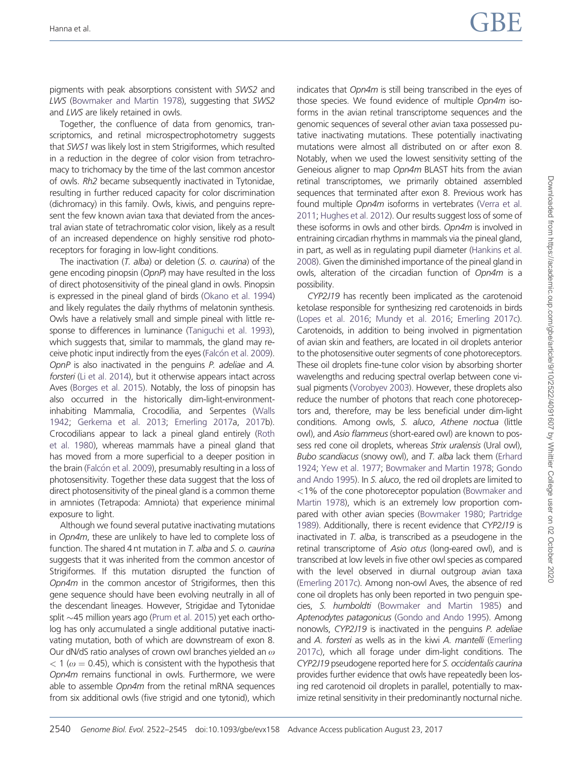pigments with peak absorptions consistent with *SWS2* and *LWS* (Bowmaker and Martin 1978), suggesting that *SWS2* and *LWS* are likely retained in owls.

Together, the confluence of data from genomics, transcriptomics, and retinal microspectrophotometry suggests that *SWS1* was likely lost in stem Strigiformes, which resulted in a reduction in the degree of color vision from tetrachromacy to trichomacy by the time of the last common ancestor of owls. *Rh2* became subsequently inactivated in Tytonidae, resulting in further reduced capacity for color discrimination (dichromacy) in this family. Owls, kiwis, and penguins represent the few known avian taxa that deviated from the ancestral avian state of tetrachromatic color vision, likely as a result of an increased dependence on highly sensitive rod photoreceptors for foraging in low-light conditions.

The inactivation (*T. alba*) or deletion (*S. o. caurina*) of the gene encoding pinopsin (*OpnP*) may have resulted in the loss of direct photosensitivity of the pineal gland in owls. Pinopsin is expressed in the pineal gland of birds (Okano et al. 1994) and likely regulates the daily rhythms of melatonin synthesis. Owls have a relatively small and simple pineal with little response to differences in luminance (Taniguchi et al. 1993), which suggests that, similar to mammals, the gland may receive photic input indirectly from the eyes (Falcón et al. 2009). *OpnP* is also inactivated in the penguins *P. adeliae* and *A. forsteri* (Li et al. 2014), but it otherwise appears intact across Aves (Borges et al. 2015). Notably, the loss of pinopsin has also occurred in the historically dim-light-environment-inhabiting Mammalia, Crocodilia, and Serpentes (Walls 1942; Gerkema et al. 2013; Emerling 2017a, 2017b). Crocodilians appear to lack a pineal gland entirely (Roth et al. 1980), whereas mammals have a pineal gland that has moved from a more superficial to a deeper position in the brain (Falcón et al. 2009), presumably resulting in a loss of photosensitivity. Together these data suggest that the loss of direct photosensitivity of the pineal gland is a common theme in amniotes (Tetrapoda: Amniota) that experience minimal exposure to light.

Although we found several putative inactivating mutations in *Opn4m*, these are unlikely to have led to complete loss of function. The shared 4 nt mutation in *T. alba* and *S. o. caurina* suggests that it was inherited from the common ancestor of Strigiformes. If this mutation disrupted the function of *Opn4m* in the common ancestor of Strigiformes, then this gene sequence should have been evolving neutrally in all of the descendant lineages. However, Strigidae and Tytonidae split ~45 million years ago (Prum et al. 2015) yet each ortholog has only accumulated a single additional putative inactivating mutation, both of which are downstream of exon 8. Our dN/dS ratio analyses of crown owl branches yielded an $\omega < 1$ ($\omega = 0.45$), which is consistent with the hypothesis that *Opn4m* remains functional in owls. Furthermore, we were able to assemble *Opn4m* from the retinal mRNA sequences from six additional owls (five strigid and one tytonid), which indicates that *Opn4m* is still being transcribed in the eyes of those species. We found evidence of multiple *Opn4m* isoforms in the avian retinal transcriptome sequences and the genomic sequences of several other avian taxa possessed putative inactivating mutations. These potentially inactivating mutations were almost all distributed on or after exon 8. Notably, when we used the lowest sensitivity setting of the Geneious aligner to map *Opn4m* BLAST hits from the avian retinal transcriptomes, we primarily obtained assembled sequences that terminated after exon 8. Previous work has found multiple *Opn4m* isoforms in vertebrates (Verra et al. 2011; Hughes et al. 2012). Our results suggest loss of some of these isoforms in owls and other birds. *Opn4m* is involved in entraining circadian rhythms in mammals via the pineal gland, in part, as well as in regulating pupil diameter (Hankins et al. 2008). Given the diminished importance of the pineal gland in owls, alteration of the circadian function of *Opn4m* is a possibility.

*CYP2J19* has recently been implicated as the carotenoid ketolase responsible for synthesizing red carotenoids in birds (Lopes et al. 2016; Mundy et al. 2016; Emerling 2017c). Carotenoids, in addition to being involved in pigmentation of avian skin and feathers, are located in oil droplets anterior to the photosensitive outer segments of cone photoreceptors. These oil droplets fine-tune color vision by absorbing shorter wavelengths and reducing spectral overlap between cone visual pigments (Vorobyev 2003). However, these droplets also reduce the number of photons that reach cone photoreceptors and, therefore, may be less beneficial under dim-light conditions. Among owls, *S. aluco*, *Athene noctua* (little owl), and *Asio flammeus* (short-eared owl) are known to possess red cone oil droplets, whereas *Strix uralensis* (Ural owl), *Bubo scandiacus* (snowy owl), and *T. alba* lack them (Erhard 1924; Yew et al. 1977; Bowmaker and Martin 1978; Gondo and Ando 1995). In *S. aluco*, the red oil droplets are limited to <1% of the cone photoreceptor population (Bowmaker and Martin 1978), which is an extremely low proportion compared with other avian species (Bowmaker 1980; Partridge 1989). Additionally, there is recent evidence that *CYP2J19* is inactivated in *T. alba*, is transcribed as a pseudogene in the retinal transcriptome of *Asio otus* (long-eared owl), and is transcribed at low levels in five other owl species as compared with the level observed in diurnal outgroup avian taxa (Emerling 2017c). Among non-owl Aves, the absence of red cone oil droplets has only been reported in two penguin species, *S. humboldti* (Bowmaker and Martin 1985) and *Aptenodytes patagonicus* (Gondo and Ando 1995). Among nonowls, *CYP2J19* is inactivated in the penguins *P. adeliae* and *A. forsteri* as well as in the kiwi *A. mantelli* (Emerling 2017c), which all forage under dim-light conditions. The *CYP2J19* pseudogene reported here for *S. occidentalis caurina* provides further evidence that owls have repeatedly been losing red carotenoid oil droplets in parallel, potentially to maximize retinal sensitivity in their predominantly nocturnal niche.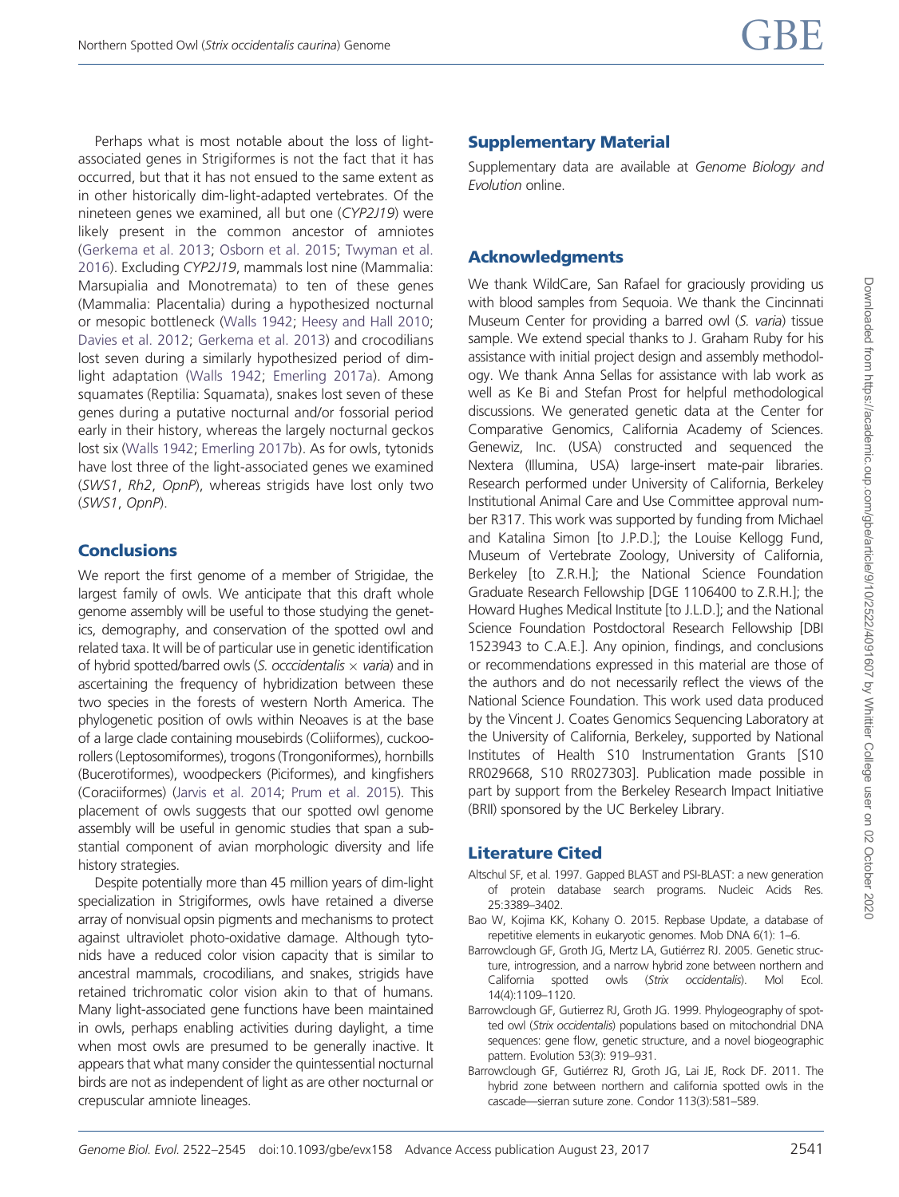Perhaps what is most notable about the loss of light-associated genes in Strigiformes is not the fact that it has occurred, but that it has not ensued to the same extent as in other historically dim-light-adapted vertebrates. Of the nineteen genes we examined, all but one (*CYP2J19*) were likely present in the common ancestor of amniotes (Gerkema et al. 2013; Osborn et al. 2015; Twyman et al. 2016). Excluding *CYP2J19*, mammals lost nine (Mammalia: Marsupialia and Monotremata) to ten of these genes (Mammalia: Placentalia) during a hypothesized nocturnal or mesopic bottleneck (Walls 1942; Heesy and Hall 2010; Davies et al. 2012; Gerkema et al. 2013) and crocodilians lost seven during a similarly hypothesized period of dim-light adaptation (Walls 1942; Emerling 2017a). Among squamates (Reptilia: Squamata), snakes lost seven of these genes during a putative nocturnal and/or fossorial period early in their history, whereas the largely nocturnal geckos lost six (Walls 1942; Emerling 2017b). As for owls, tytonids have lost three of the light-associated genes we examined (*SWS1*, *Rh2*, *OpnP*), whereas strigids have lost only two (*SWS1*, *OpnP*).

## Conclusions

We report the first genome of a member of Strigidae, the largest family of owls. We anticipate that this draft whole genome assembly will be useful to those studying the genetics, demography, and conservation of the spotted owl and related taxa. It will be of particular use in genetic identification of hybrid spotted/barred owls (*S. occcidentalis* × *varia*) and in ascertaining the frequency of hybridization between these two species in the forests of western North America. The phylogenetic position of owls within Neoaves is at the base of a large clade containing mousebirds (Coliiformes), cuckoo-rollers (Leptosomiformes), trogons (Trongoniformes), hornbills (Bucerotiformes), woodpeckers (Piciformes), and kingfishers (Coraciiformes) (Jarvis et al. 2014; Prum et al. 2015). This placement of owls suggests that our spotted owl genome assembly will be useful in genomic studies that span a substantial component of avian morphologic diversity and life history strategies.

Despite potentially more than 45 million years of dim-light specialization in Strigiformes, owls have retained a diverse array of nonvisual opsin pigments and mechanisms to protect against ultraviolet photo-oxidative damage. Although tytonids have a reduced color vision capacity that is similar to ancestral mammals, crocodilians, and snakes, strigids have retained trichromatic color vision akin to that of humans. Many light-associated gene functions have been maintained in owls, perhaps enabling activities during daylight, a time when most owls are presumed to be generally inactive. It appears that what many consider the quintessential nocturnal birds are not as independent of light as are other nocturnal or crepuscular amniote lineages.

## Supplementary Material

Supplementary data are available at *Genome Biology and Evolution* online.

## Acknowledgments

We thank WildCare, San Rafael for graciously providing us with blood samples from Sequoia. We thank the Cincinnati Museum Center for providing a barred owl (*S. varia*) tissue sample. We extend special thanks to J. Graham Ruby for his assistance with initial project design and assembly methodology. We thank Anna Sellas for assistance with lab work as well as Ke Bi and Stefan Prost for helpful methodological discussions. We generated genetic data at the Center for Comparative Genomics, California Academy of Sciences. Genewiz, Inc. (USA) constructed and sequenced the Nextera (Illumina, USA) large-insert mate-pair libraries. Research performed under University of California, Berkeley Institutional Animal Care and Use Committee approval number R317. This work was supported by funding from Michael and Katalina Simon [to J.P.D.]; the Louise Kellogg Fund, Museum of Vertebrate Zoology, University of California, Berkeley [to Z.R.H.]; the National Science Foundation Graduate Research Fellowship [DGE 1106400 to Z.R.H.]; the Howard Hughes Medical Institute [to J.L.D.]; and the National Science Foundation Postdoctoral Research Fellowship [DBI 1523943 to C.A.E.]. Any opinion, findings, and conclusions or recommendations expressed in this material are those of the authors and do not necessarily reflect the views of the National Science Foundation. This work used data produced by the Vincent J. Coates Genomics Sequencing Laboratory at the University of California, Berkeley, supported by National Institutes of Health S10 Instrumentation Grants [S10 RR029668, S10 RR027303]. Publication made possible in part by support from the Berkeley Research Impact Initiative (BRII) sponsored by the UC Berkeley Library.

## Literature Cited

Altschul SF, et al. 1997. Gapped BLAST and PSI-BLAST: a new generation of protein database search programs. Nucleic Acids Res. 25:3389–3402.

Bao W, Kojima KK, Kohany O. 2015. Repbase Update, a database of repetitive elements in eukaryotic genomes. Mob DNA 6(1): 1–6.

Barrowclough GF, Groth JG, Mertz LA, Gutiérrez RJ. 2005. Genetic structure, introgression, and a narrow hybrid zone between northern and California spotted owls (*Strix occidentalis*). Mol Ecol. 14(4):1109–1120.

Barrowclough GF, Gutierrez RJ, Groth JG. 1999. Phylogeography of spotted owl (*Strix occidentalis*) populations based on mitochondrial DNA sequences: gene flow, genetic structure, and a novel biogeographic pattern. Evolution 53(3): 919–931.

Barrowclough GF, Gutiérrez RJ, Groth JG, Lai JE, Rock DF. 2011. The hybrid zone between northern and california spotted owls in the cascade—sierran suture zone. Condor 113(3):581–589.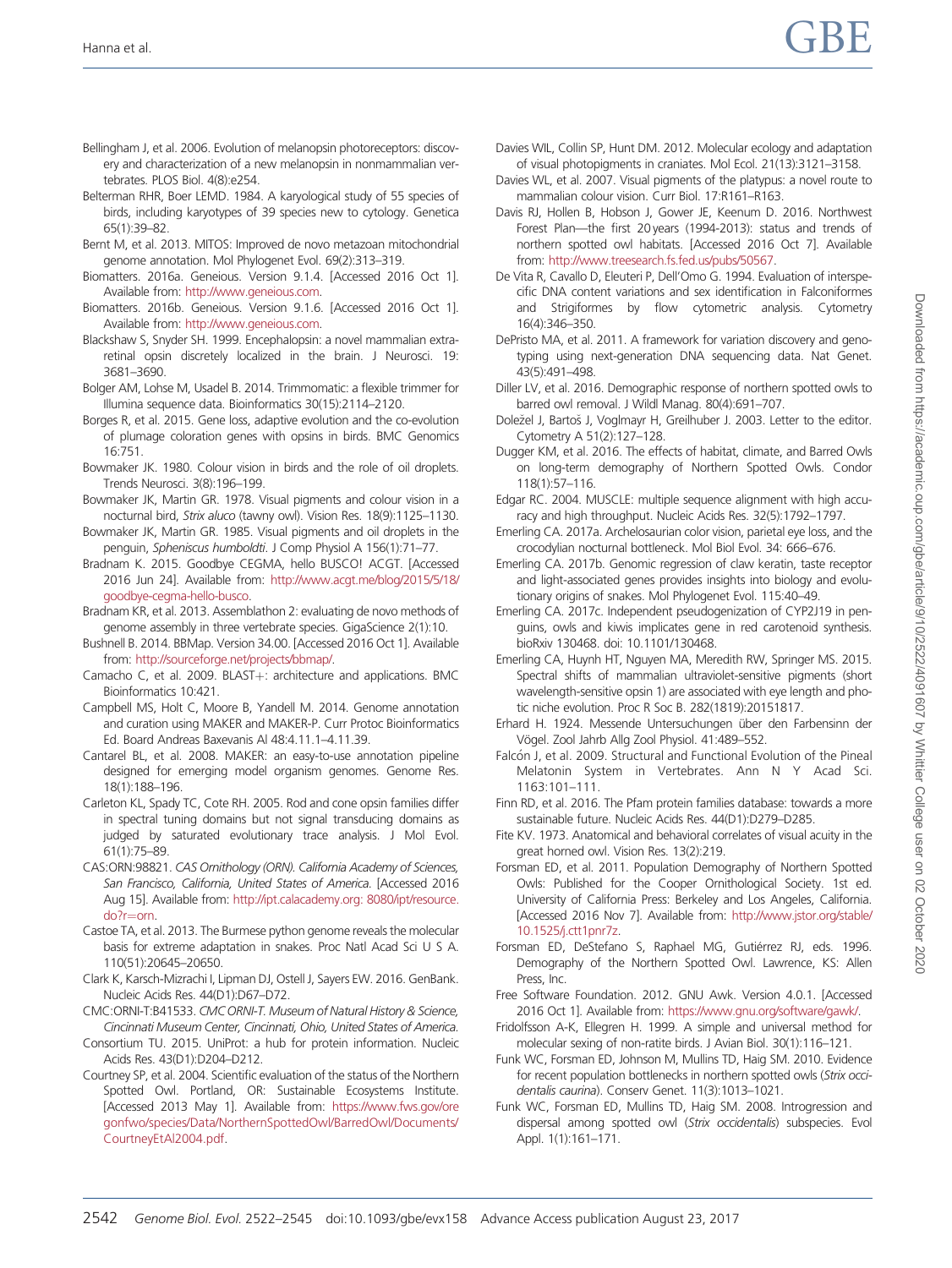Bellingham J, et al. 2006. Evolution of melanopsin photoreceptors: discovery and characterization of a new melanopsin in nonmammalian vertebrates. PLOS Biol. 4(8):e254.

Belterman RHR, Boer LEMD. 1984. A karyological study of 55 species of birds, including karyotypes of 39 species new to cytology. Genetica 65(1):39–82.

Bernt M, et al. 2013. MITOS: Improved de novo metazoan mitochondrial genome annotation. Mol Phylogenet Evol. 69(2):313–319.

Biomatters. 2016a. Geneious. Version 9.1.4. [Accessed 2016 Oct 1]. Available from: http://www.geneious.com.

Biomatters. 2016b. Geneious. Version 9.1.6. [Accessed 2016 Oct 1]. Available from: http://www.geneious.com.

Blackshaw S, Snyder SH. 1999. Encephalopsin: a novel mammalian extraretinal opsin discretely localized in the brain. J Neurosci. 19: 3681–3690.

Bolger AM, Lohse M, Usadel B. 2014. Trimmomatic: a flexible trimmer for Illumina sequence data. Bioinformatics 30(15):2114–2120.

Borges R, et al. 2015. Gene loss, adaptive evolution and the co-evolution of plumage coloration genes with opsins in birds. BMC Genomics 16:751.

Bowmaker JK. 1980. Colour vision in birds and the role of oil droplets. Trends Neurosci. 3(8):196–199.

Bowmaker JK, Martin GR. 1978. Visual pigments and colour vision in a nocturnal bird, *Strix aluco* (tawny owl). Vision Res. 18(9):1125–1130.

Bowmaker JK, Martin GR. 1985. Visual pigments and oil droplets in the penguin, *Spheniscus humboldti*. J Comp Physiol A 156(1):71–77.

Bradnam K. 2015. Goodbye CEGMA, hello BUSCO! ACGT. [Accessed 2016 Jun 24]. Available from: http://www.acgt.me/blog/2015/5/18/goodbye-cegma-hello-busco.

Bradnam KR, et al. 2013. Assemblathon 2: evaluating de novo methods of genome assembly in three vertebrate species. GigaScience 2(1):10.

Bushnell B. 2014. BBMap. Version 34.00. [Accessed 2016 Oct 1]. Available from: http://sourceforge.net/projects/bbmap/.

Camacho C, et al. 2009. BLAST+: architecture and applications. BMC Bioinformatics 10:421.

Campbell MS, Holt C, Moore B, Yandell M. 2014. Genome annotation and curation using MAKER and MAKER-P. Curr Protoc Bioinformatics Ed. Board Andreas Baxevanis Al 48:4.11.1–4.11.39.

Cantarel BL, et al. 2008. MAKER: an easy-to-use annotation pipeline designed for emerging model organism genomes. Genome Res. 18(1):188–196.

Carleton KL, Spady TC, Cote RH. 2005. Rod and cone opsin families differ in spectral tuning domains but not signal transducing domains as judged by saturated evolutionary trace analysis. J Mol Evol. 61(1):75–89.

CAS:ORN:98821. *CAS Ornithology (ORN). California Academy of Sciences, San Francisco, California, United States of America.* [Accessed 2016 Aug 15]. Available from: http://ipt.calacademy.org: 8080/ipt/resource.do?r=orn.

Castoe TA, et al. 2013. The Burmese python genome reveals the molecular basis for extreme adaptation in snakes. Proc Natl Acad Sci U S A. 110(51):20645–20650.

Clark K, Karsch-Mizrachi I, Lipman DJ, Ostell J, Sayers EW. 2016. GenBank. Nucleic Acids Res. 44(D1):D67–D72.

CMC:ORNI-T:B41533. *CMC ORNI-T. Museum of Natural History & Science, Cincinnati Museum Center, Cincinnati, Ohio, United States of America.*

Consortium TU. 2015. UniProt: a hub for protein information. Nucleic Acids Res. 43(D1):D204–D212.

Courtney SP, et al. 2004. Scientific evaluation of the status of the Northern Spotted Owl. Portland, OR: Sustainable Ecosystems Institute. [Accessed 2013 May 1]. Available from: https://www.fws.gov/oregonfwo/species/Data/NorthernSpottedOwl/BarredOwl/Documents/CourtneyEtAl2004.pdf.

Davies WIL, Collin SP, Hunt DM. 2012. Molecular ecology and adaptation of visual photopigments in craniates. Mol Ecol. 21(13):3121–3158.

Davies WL, et al. 2007. Visual pigments of the platypus: a novel route to mammalian colour vision. Curr Biol. 17:R161–R163.

Davis RJ, Hollen B, Hobson J, Gower JE, Keenum D. 2016. Northwest Forest Plan—the first 20 years (1994-2013): status and trends of northern spotted owl habitats. [Accessed 2016 Oct 7]. Available from: http://www.treesearch.fs.fed.us/pubs/50567.

De Vita R, Cavallo D, Eleuteri P, Dell'Omo G. 1994. Evaluation of interspecific DNA content variations and sex identification in Falconiformes and Strigiformes by flow cytometric analysis. Cytometry 16(4):346–350.

DePristo MA, et al. 2011. A framework for variation discovery and genotyping using next-generation DNA sequencing data. Nat Genet. 43(5):491–498.

Diller LV, et al. 2016. Demographic response of northern spotted owls to barred owl removal. J Wildl Manag. 80(4):691–707.

Doležel J, Bartoš J, Voglmayr H, Greilhuber J. 2003. Letter to the editor. Cytometry A 51(2):127–128.

Dugger KM, et al. 2016. The effects of habitat, climate, and Barred Owls on long-term demography of Northern Spotted Owls. Condor 118(1):57–116.

Edgar RC. 2004. MUSCLE: multiple sequence alignment with high accuracy and high throughput. Nucleic Acids Res. 32(5):1792–1797.

Emerling CA. 2017a. Archelosaurian color vision, parietal eye loss, and the crocodylian nocturnal bottleneck. Mol Biol Evol. 34: 666–676.

Emerling CA. 2017b. Genomic regression of claw keratin, taste receptor and light-associated genes provides insights into biology and evolutionary origins of snakes. Mol Phylogenet Evol. 115:40–49.

Emerling CA. 2017c. Independent pseudogenization of CYP2J19 in penguins, owls and kiwis implicates gene in red carotenoid synthesis. bioRxiv 130468. doi: 10.1101/130468.

Emerling CA, Huynh HT, Nguyen MA, Meredith RW, Springer MS. 2015. Spectral shifts of mammalian ultraviolet-sensitive pigments (short wavelength-sensitive opsin 1) are associated with eye length and photic niche evolution. Proc R Soc B. 282(1819):20151817.

Erhard H. 1924. Messende Untersuchungen über den Farbensinn der Vögel. Zool Jahrb Allg Zool Physiol. 41:489–552.

Falcón J, et al. 2009. Structural and Functional Evolution of the Pineal Melatonin System in Vertebrates. Ann N Y Acad Sci. 1163:101–111.

Finn RD, et al. 2016. The Pfam protein families database: towards a more sustainable future. Nucleic Acids Res. 44(D1):D279–D285.

Fite KV. 1973. Anatomical and behavioral correlates of visual acuity in the great horned owl. Vision Res. 13(2):219.

Forsman ED, et al. 2011. Population Demography of Northern Spotted Owls: Published for the Cooper Ornithological Society. 1st ed. University of California Press: Berkeley and Los Angeles, California. [Accessed 2016 Nov 7]. Available from: http://www.jstor.org/stable/10.1525/j.ctt1pnr7z.

Forsman ED, DeStefano S, Raphael MG, Gutiérrez RJ, eds. 1996. Demography of the Northern Spotted Owl. Lawrence, KS: Allen Press, Inc.

Free Software Foundation. 2012. GNU Awk. Version 4.0.1. [Accessed 2016 Oct 1]. Available from: https://www.gnu.org/software/gawk/.

Fridolfsson A-K, Ellegren H. 1999. A simple and universal method for molecular sexing of non-ratite birds. J Avian Biol. 30(1):116–121.

Funk WC, Forsman ED, Johnson M, Mullins TD, Haig SM. 2010. Evidence for recent population bottlenecks in northern spotted owls (*Strix occidentalis caurina*). Conserv Genet. 11(3):1013–1021.

Funk WC, Forsman ED, Mullins TD, Haig SM. 2008. Introgression and dispersal among spotted owl (*Strix occidentalis*) subspecies. Evol Appl. 1(1):161–171.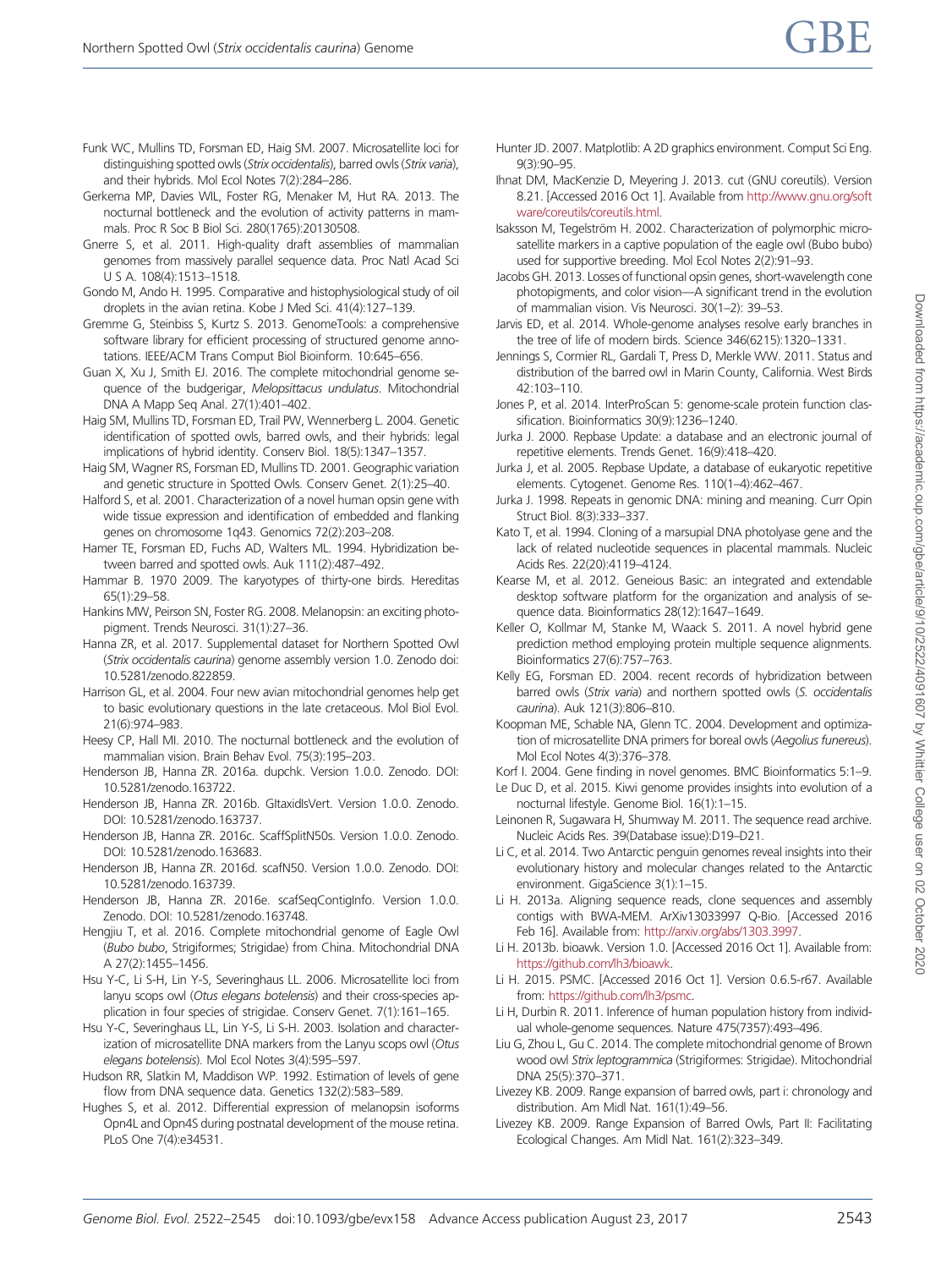Funk WC, Mullins TD, Forsman ED, Haig SM. 2007. Microsatellite loci for distinguishing spotted owls (*Strix occidentalis*), barred owls (*Strix varia*), and their hybrids. Mol Ecol Notes 7(2):284–286.

Gerkema MP, Davies WIL, Foster RG, Menaker M, Hut RA. 2013. The nocturnal bottleneck and the evolution of activity patterns in mammals. Proc R Soc B Biol Sci. 280(1765):20130508.

Gnerre S, et al. 2011. High-quality draft assemblies of mammalian genomes from massively parallel sequence data. Proc Natl Acad Sci U S A. 108(4):1513–1518.

Gondo M, Ando H. 1995. Comparative and histophysiological study of oil droplets in the avian retina. Kobe J Med Sci. 41(4):127–139.

Gremme G, Steinbiss S, Kurtz S. 2013. GenomeTools: a comprehensive software library for efficient processing of structured genome annotations. IEEE/ACM Trans Comput Biol Bioinform. 10:645–656.

Guan X, Xu J, Smith EJ. 2016. The complete mitochondrial genome sequence of the budgerigar, *Melopsittacus undulatus*. Mitochondrial DNA A Mapp Seq Anal. 27(1):401–402.

Haig SM, Mullins TD, Forsman ED, Trail PW, Wennerberg L. 2004. Genetic identification of spotted owls, barred owls, and their hybrids: legal implications of hybrid identity. Conserv Biol. 18(5):1347–1357.

Haig SM, Wagner RS, Forsman ED, Mullins TD. 2001. Geographic variation and genetic structure in Spotted Owls. Conserv Genet. 2(1):25–40.

Halford S, et al. 2001. Characterization of a novel human opsin gene with wide tissue expression and identification of embedded and flanking genes on chromosome 1q43. Genomics 72(2):203–208.

Hamer TE, Forsman ED, Fuchs AD, Walters ML. 1994. Hybridization between barred and spotted owls. Auk 111(2):487–492.

Hammar B. 1970 2009. The karyotypes of thirty-one birds. Hereditas 65(1):29–58.

Hankins MW, Peirson SN, Foster RG. 2008. Melanopsin: an exciting photopigment. Trends Neurosci. 31(1):27–36.

Hanna ZR, et al. 2017. Supplemental dataset for Northern Spotted Owl (*Strix occidentalis caurina*) genome assembly version 1.0. Zenodo doi: 10.5281/zenodo.822859.

Harrison GL, et al. 2004. Four new avian mitochondrial genomes help get to basic evolutionary questions in the late cretaceous. Mol Biol Evol. 21(6):974–983.

Heesy CP, Hall MI. 2010. The nocturnal bottleneck and the evolution of mammalian vision. Brain Behav Evol. 75(3):195–203.

Henderson JB, Hanna ZR. 2016a. dupchk. Version 1.0.0. Zenodo. DOI: 10.5281/zenodo.163722.

Henderson JB, Hanna ZR. 2016b. GItaxidIsVert. Version 1.0.0. Zenodo. DOI: 10.5281/zenodo.163737.

Henderson JB, Hanna ZR. 2016c. ScaffSplitN50s. Version 1.0.0. Zenodo. DOI: 10.5281/zenodo.163683.

Henderson JB, Hanna ZR. 2016d. scafN50. Version 1.0.0. Zenodo. DOI: 10.5281/zenodo.163739.

Henderson JB, Hanna ZR. 2016e. scafSeqContigInfo. Version 1.0.0. Zenodo. DOI: 10.5281/zenodo.163748.

Hengjiu T, et al. 2016. Complete mitochondrial genome of Eagle Owl (*Bubo bubo*, Strigiformes; Strigidae) from China. Mitochondrial DNA A 27(2):1455–1456.

Hsu Y-C, Li S-H, Lin Y-S, Severinghaus LL. 2006. Microsatellite loci from lanyu scops owl (*Otus elegans botelensis*) and their cross-species application in four species of strigidae. Conserv Genet. 7(1):161–165.

Hsu Y-C, Severinghaus LL, Lin Y-S, Li S-H. 2003. Isolation and characterization of microsatellite DNA markers from the Lanyu scops owl (*Otus elegans botelensis*). Mol Ecol Notes 3(4):595–597.

Hudson RR, Slatkin M, Maddison WP. 1992. Estimation of levels of gene flow from DNA sequence data. Genetics 132(2):583–589.

Hughes S, et al. 2012. Differential expression of melanopsin isoforms Opn4L and Opn4S during postnatal development of the mouse retina. PLoS One 7(4):e34531.

Hunter JD. 2007. Matplotlib: A 2D graphics environment. Comput Sci Eng. 9(3):90–95.

Ihnat DM, MacKenzie D, Meyering J. 2013. cut (GNU coreutils). Version 8.21. [Accessed 2016 Oct 1]. Available from http://www.gnu.org/software/coreutils/coreutils.html.

Isaksson M, Tegelström H. 2002. Characterization of polymorphic microsatellite markers in a captive population of the eagle owl (Bubo bubo) used for supportive breeding. Mol Ecol Notes 2(2):91–93.

Jacobs GH. 2013. Losses of functional opsin genes, short-wavelength cone photopigments, and color vision—A significant trend in the evolution of mammalian vision. Vis Neurosci. 30(1–2): 39–53.

Jarvis ED, et al. 2014. Whole-genome analyses resolve early branches in the tree of life of modern birds. Science 346(6215):1320–1331.

Jennings S, Cormier RL, Gardali T, Press D, Merkle WW. 2011. Status and distribution of the barred owl in Marin County, California. West Birds 42:103–110.

Jones P, et al. 2014. InterProScan 5: genome-scale protein function classification. Bioinformatics 30(9):1236–1240.

Jurka J. 2000. Repbase Update: a database and an electronic journal of repetitive elements. Trends Genet. 16(9):418–420.

Jurka J, et al. 2005. Repbase Update, a database of eukaryotic repetitive elements. Cytogenet. Genome Res. 110(1–4):462–467.

Jurka J. 1998. Repeats in genomic DNA: mining and meaning. Curr Opin Struct Biol. 8(3):333–337.

Kato T, et al. 1994. Cloning of a marsupial DNA photolyase gene and the lack of related nucleotide sequences in placental mammals. Nucleic Acids Res. 22(20):4119–4124.

Kearse M, et al. 2012. Geneious Basic: an integrated and extendable desktop software platform for the organization and analysis of sequence data. Bioinformatics 28(12):1647–1649.

Keller O, Kollmar M, Stanke M, Waack S. 2011. A novel hybrid gene prediction method employing protein multiple sequence alignments. Bioinformatics 27(6):757–763.

Kelly EG, Forsman ED. 2004. recent records of hybridization between barred owls (*Strix varia*) and northern spotted owls (*S. occidentalis caurina*). Auk 121(3):806–810.

Koopman ME, Schable NA, Glenn TC. 2004. Development and optimization of microsatellite DNA primers for boreal owls (*Aegolius funereus*). Mol Ecol Notes 4(3):376–378.

Korf I. 2004. Gene finding in novel genomes. BMC Bioinformatics 5:1–9.

Le Duc D, et al. 2015. Kiwi genome provides insights into evolution of a nocturnal lifestyle. Genome Biol. 16(1):1–15.

Leinonen R, Sugawara H, Shumway M. 2011. The sequence read archive. Nucleic Acids Res. 39(Database issue):D19–D21.

Li C, et al. 2014. Two Antarctic penguin genomes reveal insights into their evolutionary history and molecular changes related to the Antarctic environment. GigaScience 3(1):1–15.

Li H. 2013a. Aligning sequence reads, clone sequences and assembly contigs with BWA-MEM. ArXiv13033997 Q-Bio. [Accessed 2016 Feb 16]. Available from: http://arxiv.org/abs/1303.3997.

Li H. 2013b. bioawk. Version 1.0. [Accessed 2016 Oct 1]. Available from: https://github.com/lh3/bioawk.

Li H. 2015. PSMC. [Accessed 2016 Oct 1]. Version 0.6.5-r67. Available from: https://github.com/lh3/psmc.

Li H, Durbin R. 2011. Inference of human population history from individual whole-genome sequences. Nature 475(7357):493–496.

Liu G, Zhou L, Gu C. 2014. The complete mitochondrial genome of Brown wood owl *Strix leptogrammica* (Strigiformes: Strigidae). Mitochondrial DNA 25(5):370–371.

Livezey KB. 2009. Range expansion of barred owls, part i: chronology and distribution. Am Midl Nat. 161(1):49–56.

Livezey KB. 2009. Range Expansion of Barred Owls, Part II: Facilitating Ecological Changes. Am Midl Nat. 161(2):323–349.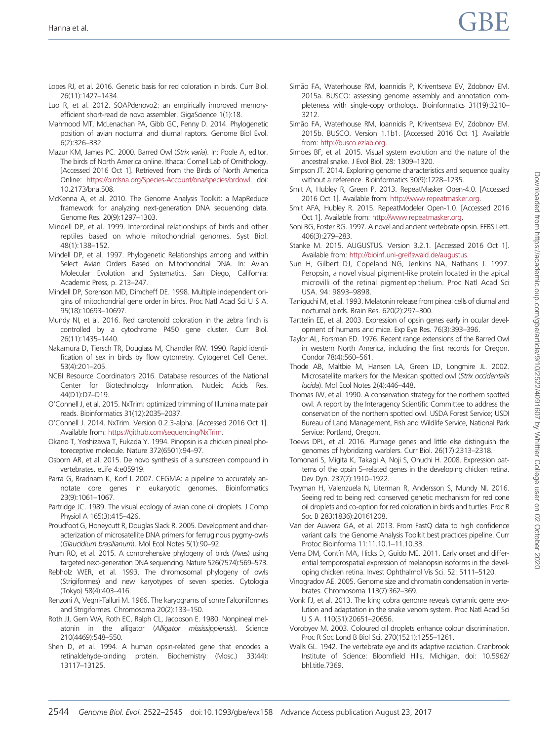Lopes RJ, et al. 2016. Genetic basis for red coloration in birds. Curr Biol. 26(11):1427–1434.

Luo R, et al. 2012. SOAPdenovo2: an empirically improved memory-efficient short-read de novo assembler. GigaScience 1(1):18.

Mahmood MT, McLenachan PA, Gibb GC, Penny D. 2014. Phylogenetic position of avian nocturnal and diurnal raptors. Genome Biol Evol. 6(2):326–332.

Mazur KM, James PC. 2000. Barred Owl (*Strix varia*). In: Poole A, editor. The birds of North America online. Ithaca: Cornell Lab of Ornithology. [Accessed 2016 Oct 1]. Retrieved from the Birds of North America Online: https://birdsna.org/Species-Account/bna/species/brdowl. doi: 10.2173/bna.508.

McKenna A, et al. 2010. The Genome Analysis Toolkit: a MapReduce framework for analyzing next-generation DNA sequencing data. Genome Res. 20(9):1297–1303.

Mindell DP, et al. 1999. Interordinal relationships of birds and other reptiles based on whole mitochondrial genomes. Syst Biol. 48(1):138–152.

Mindell DP, et al. 1997. Phylogenetic Relationships among and within Select Avian Orders Based on Mitochondrial DNA. In: Avian Molecular Evolution and Systematics. San Diego, California: Academic Press, p. 213–247.

Mindell DP, Sorenson MD, Dimcheff DE. 1998. Multiple independent origins of mitochondrial gene order in birds. Proc Natl Acad Sci U S A. 95(18):10693–10697.

Mundy NI, et al. 2016. Red carotenoid coloration in the zebra finch is controlled by a cytochrome P450 gene cluster. Curr Biol. 26(11):1435–1440.

Nakamura D, Tiersch TR, Douglass M, Chandler RW. 1990. Rapid identification of sex in birds by flow cytometry. Cytogenet Cell Genet. 53(4):201–205.

NCBI Resource Coordinators 2016. Database resources of the National Center for Biotechnology Information. Nucleic Acids Res. 44(D1):D7–D19.

O'Connell J, et al. 2015. NxTrim: optimized trimming of Illumina mate pair reads. Bioinformatics 31(12):2035–2037.

O'Connell J. 2014. NxTrim. Version 0.2.3-alpha. [Accessed 2016 Oct 1]. Available from: https://github.com/sequencing/NxTrim.

Okano T, Yoshizawa T, Fukada Y. 1994. Pinopsin is a chicken pineal photoreceptive molecule. Nature 372(6501):94–97.

Osborn AR, et al. 2015. De novo synthesis of a sunscreen compound in vertebrates. eLife 4:e05919.

Parra G, Bradnam K, Korf I. 2007. CEGMA: a pipeline to accurately annotate core genes in eukaryotic genomes. Bioinformatics 23(9):1061–1067.

Partridge JC. 1989. The visual ecology of avian cone oil droplets. J Comp Physiol A 165(3):415–426.

Proudfoot G, Honeycutt R, Douglas Slack R. 2005. Development and characterization of microsatellite DNA primers for ferruginous pygmy-owls (*Glaucidium brasilianum*). Mol Ecol Notes 5(1):90–92.

Prum RO, et al. 2015. A comprehensive phylogeny of birds (Aves) using targeted next-generation DNA sequencing. Nature 526(7574):569–573.

Rebholz WER, et al. 1993. The chromosomal phylogeny of owls (Strigiformes) and new karyotypes of seven species. Cytologia (Tokyo) 58(4):403–416.

Renzoni A, Vegni-Talluri M. 1966. The karyograms of some Falconiformes and Strigiformes. Chromosoma 20(2):133–150.

Roth JJ, Gern WA, Roth EC, Ralph CL, Jacobson E. 1980. Nonpineal melatonin in the alligator (*Alligator mississippiensis*). Science 210(4469):548–550.

Shen D, et al. 1994. A human opsin-related gene that encodes a retinaldehyde-binding protein. Biochemistry (Mosc.) 33(44): 13117–13125.

Simão FA, Waterhouse RM, Ioannidis P, Kriventseva EV, Zdobnov EM. 2015a. BUSCO: assessing genome assembly and annotation completeness with single-copy orthologs. Bioinformatics 31(19):3210–3212.

Simão FA, Waterhouse RM, Ioannidis P, Kriventseva EV, Zdobnov EM. 2015b. BUSCO. Version 1.1b1. [Accessed 2016 Oct 1]. Available from: http://busco.ezlab.org.

Simões BF, et al. 2015. Visual system evolution and the nature of the ancestral snake. J Evol Biol. 28: 1309–1320.

Simpson JT. 2014. Exploring genome characteristics and sequence quality without a reference. Bioinformatics 30(9):1228–1235.

Smit A, Hubley R, Green P. 2013. RepeatMasker Open-4.0. [Accessed 2016 Oct 1]. Available from: http://www.repeatmasker.org.

Smit AFA, Hubley R. 2015. RepeatModeler Open-1.0. [Accessed 2016 Oct 1]. Available from: http://www.repeatmasker.org.

Soni BG, Foster RG. 1997. A novel and ancient vertebrate opsin. FEBS Lett. 406(3):279–283.

Stanke M. 2015. AUGUSTUS. Version 3.2.1. [Accessed 2016 Oct 1]. Available from: http://bioinf.uni-greifswald.de/augustus.

Sun H, Gilbert DJ, Copeland NG, Jenkins NA, Nathans J. 1997. Peropsin, a novel visual pigment-like protein located in the apical microvilli of the retinal pigment epithelium. Proc Natl Acad Sci USA. 94: 9893–9898.

Taniguchi M, et al. 1993. Melatonin release from pineal cells of diurnal and nocturnal birds. Brain Res. 620(2):297–300.

Tarttelin EE, et al. 2003. Expression of opsin genes early in ocular development of humans and mice. Exp Eye Res. 76(3):393–396.

Taylor AL, Forsman ED. 1976. Recent range extensions of the Barred Owl in western North America, including the first records for Oregon. Condor 78(4):560–561.

Thode AB, Maltbie M, Hansen LA, Green LD, Longmire JL. 2002. Microsatellite markers for the Mexican spotted owl (*Strix occidentalis lucida*). Mol Ecol Notes 2(4):446–448.

Thomas JW, et al. 1990. A conservation strategy for the northern spotted owl. A report by the Interagency Scientific Committee to address the conservation of the northern spotted owl. USDA Forest Service; USDI Bureau of Land Management, Fish and Wildlife Service, National Park Service: Portland, Oregon.

Toews DPL, et al. 2016. Plumage genes and little else distinguish the genomes of hybridizing warblers. Curr Biol. 26(17):2313–2318.

Tomonari S, Migita K, Takagi A, Noji S, Ohuchi H. 2008. Expression patterns of the opsin 5–related genes in the developing chicken retina. Dev Dyn. 237(7):1910–1922.

Twyman H, Valenzuela N, Literman R, Andersson S, Mundy NI. 2016. Seeing red to being red: conserved genetic mechanism for red cone oil droplets and co-option for red coloration in birds and turtles. Proc R Soc B 283(1836):20161208.

Van der Auwera GA, et al. 2013. From FastQ data to high confidence variant calls: the Genome Analysis Toolkit best practices pipeline. Curr Protoc Bioinforma 11:11.10.1–11.10.33.

Verra DM, Contín MA, Hicks D, Guido ME. 2011. Early onset and differential temporospatial expression of melanopsin isoforms in the developing chicken retina. Invest Ophthalmol Vis Sci. 52: 5111–5120.

Vinogradov AE. 2005. Genome size and chromatin condensation in vertebrates. Chromosoma 113(7):362–369.

Vonk FJ, et al. 2013. The king cobra genome reveals dynamic gene evolution and adaptation in the snake venom system. Proc Natl Acad Sci U S A. 110(51):20651–20656.

Vorobyev M. 2003. Coloured oil droplets enhance colour discrimination. Proc R Soc Lond B Biol Sci. 270(1521):1255–1261.

Walls GL. 1942. The vertebrate eye and its adaptive radiation. Cranbrook Institute of Science: Bloomfield Hills, Michigan. doi: 10.5962/bhl.title.7369.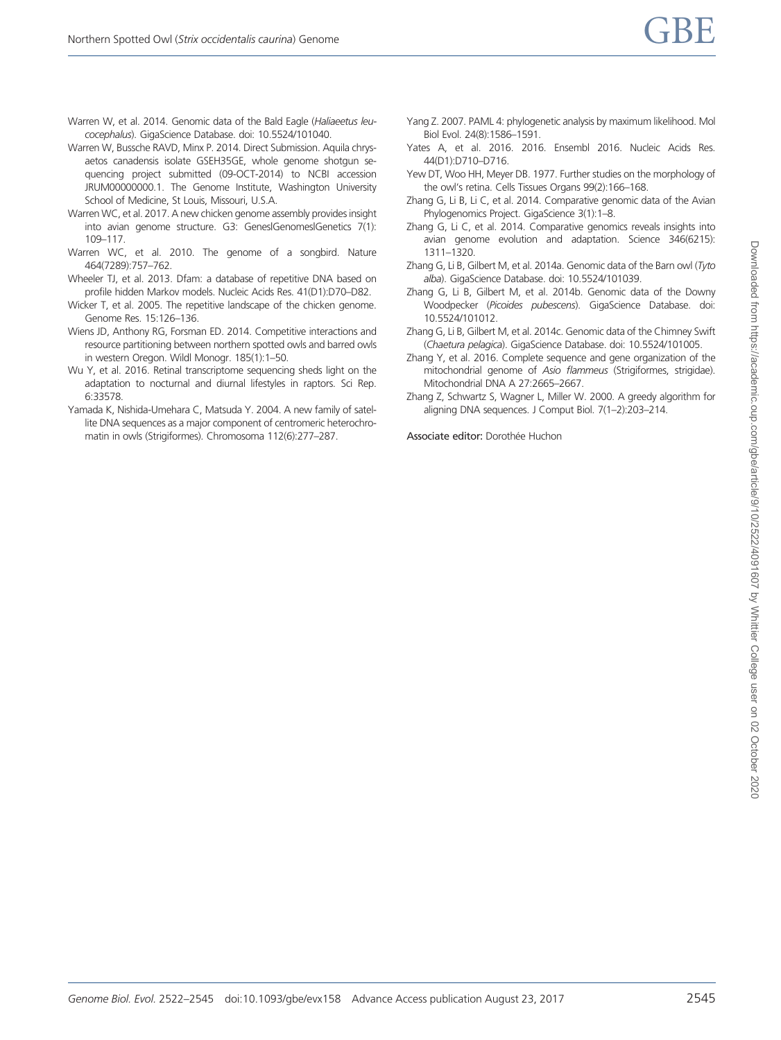Warren W, et al. 2014. Genomic data of the Bald Eagle (*Haliaeetus leucocephalus*). GigaScience Database. doi: 10.5524/101040.

Warren W, Bussche RAVD, Minx P. 2014. Direct Submission. Aquila chrysaetos canadensis isolate GSEH35GE, whole genome shotgun sequencing project submitted (09-OCT-2014) to NCBI accession JRUM00000000.1. The Genome Institute, Washington University School of Medicine, St Louis, Missouri, U.S.A.

Warren WC, et al. 2017. A new chicken genome assembly provides insight into avian genome structure. G3: Genes|Genomes|Genetics 7(1): 109–117.

Warren WC, et al. 2010. The genome of a songbird. Nature 464(7289):757–762.

Wheeler TJ, et al. 2013. Dfam: a database of repetitive DNA based on profile hidden Markov models. Nucleic Acids Res. 41(D1):D70–D82.

Wicker T, et al. 2005. The repetitive landscape of the chicken genome. Genome Res. 15:126–136.

Wiens JD, Anthony RG, Forsman ED. 2014. Competitive interactions and resource partitioning between northern spotted owls and barred owls in western Oregon. Wildl Monogr. 185(1):1–50.

Wu Y, et al. 2016. Retinal transcriptome sequencing sheds light on the adaptation to nocturnal and diurnal lifestyles in raptors. Sci Rep. 6:33578.

Yamada K, Nishida-Umehara C, Matsuda Y. 2004. A new family of satellite DNA sequences as a major component of centromeric heterochromatin in owls (Strigiformes). Chromosoma 112(6):277–287.

Yang Z. 2007. PAML 4: phylogenetic analysis by maximum likelihood. Mol Biol Evol. 24(8):1586–1591.

Yates A, et al. 2016. 2016. Ensembl 2016. Nucleic Acids Res. 44(D1):D710–D716.

Yew DT, Woo HH, Meyer DB. 1977. Further studies on the morphology of the owl's retina. Cells Tissues Organs 99(2):166–168.

Zhang G, Li B, Li C, et al. 2014. Comparative genomic data of the Avian Phylogenomics Project. GigaScience 3(1):1–8.

Zhang G, Li C, et al. 2014. Comparative genomics reveals insights into avian genome evolution and adaptation. Science 346(6215): 1311–1320.

Zhang G, Li B, Gilbert M, et al. 2014a. Genomic data of the Barn owl (*Tyto alba*). GigaScience Database. doi: 10.5524/101039.

Zhang G, Li B, Gilbert M, et al. 2014b. Genomic data of the Downy Woodpecker (*Picoides pubescens*). GigaScience Database. doi: 10.5524/101012.

Zhang G, Li B, Gilbert M, et al. 2014c. Genomic data of the Chimney Swift (*Chaetura pelagica*). GigaScience Database. doi: 10.5524/101005.

Zhang Y, et al. 2016. Complete sequence and gene organization of the mitochondrial genome of *Asio flammeus* (Strigiformes, strigidae). Mitochondrial DNA A 27:2665–2667.

Zhang Z, Schwartz S, Wagner L, Miller W. 2000. A greedy algorithm for aligning DNA sequences. J Comput Biol. 7(1–2):203–214.

Associate editor: Dorothée Huchon